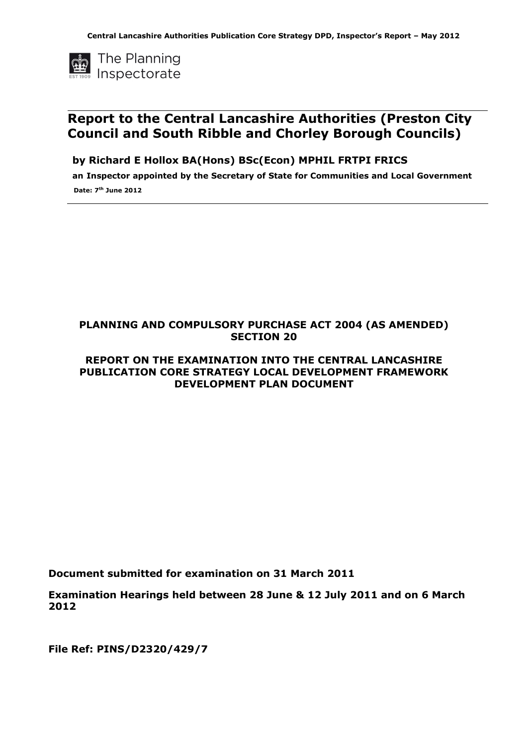The Planning Inspectorate

# Report to the Central Lancashire Authorities (Preston City Council and South Ribble and Chorley Borough Councils)

**by Richard E Hollox BA(Hons) BSc(Econ) MPHIL FRTPI FRICS**

**an Inspector appointed by the Secretary of State for Communities and Local Government**

**Date: 7th June 2012**

**PLANNING AND COMPULSORY PURCHASE ACT 2004 (AS AMENDED) SECTION 20**

**REPORT ON THE EXAMINATION INTO THE CENTRAL LANCASHIRE PUBLICATION CORE STRATEGY LOCAL DEVELOPMENT FRAMEWORK DEVELOPMENT PLAN DOCUMENT**

**Document submitted for examination on 31 March 2011**

**Examination Hearings held between 28 June & 12 July 2011 and on 6 March 2012**

**File Ref: PINS/D2320/429/7**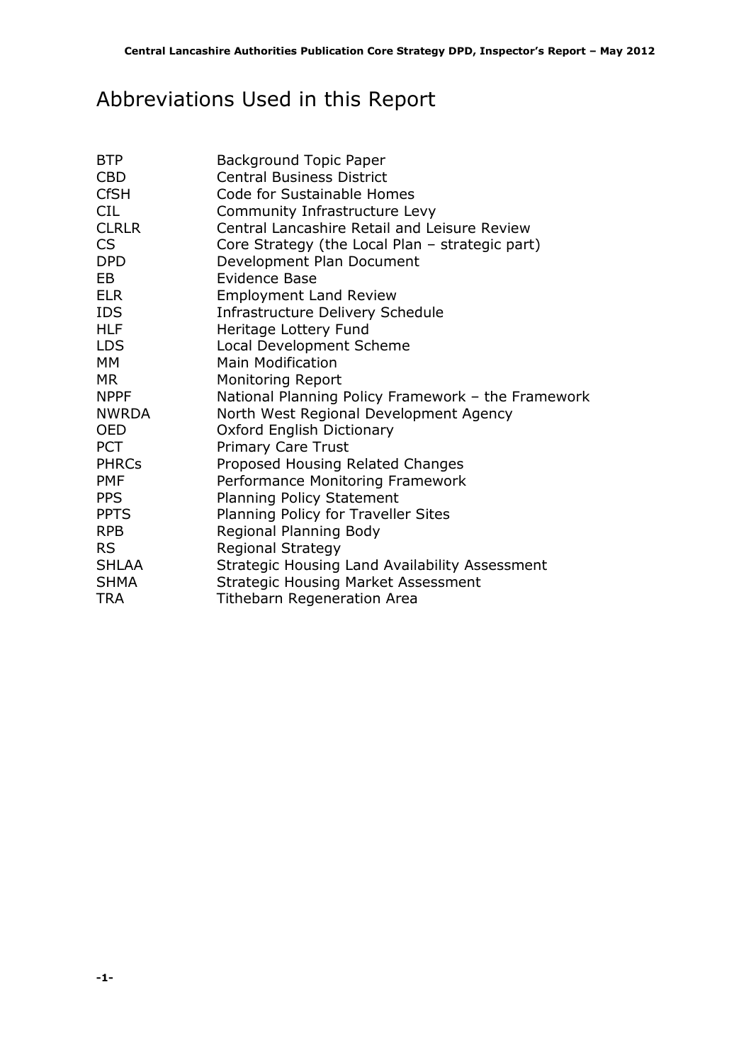# Abbreviations Used in this Report

| | |
|---|---|
| BTP | Background Topic Paper |
| CBD | Central Business District |
| CfSH | Code for Sustainable Homes |
| CIL | Community Infrastructure Levy |
| CLRLR | Central Lancashire Retail and Leisure Review |
| CS | Core Strategy (the Local Plan – strategic part) |
| DPD | Development Plan Document |
| EB | Evidence Base |
| ELR | Employment Land Review |
| IDS | Infrastructure Delivery Schedule |
| HLF | Heritage Lottery Fund |
| LDS | Local Development Scheme |
| MM | Main Modification |
| MR | Monitoring Report |
| NPPF | National Planning Policy Framework – the Framework |
| NWRDA | North West Regional Development Agency |
| OED | Oxford English Dictionary |
| PCT | Primary Care Trust |
| PHRCs | Proposed Housing Related Changes |
| PMF | Performance Monitoring Framework |
| PPS | Planning Policy Statement |
| PPTS | Planning Policy for Traveller Sites |
| RPB | Regional Planning Body |
| RS | Regional Strategy |
| SHLAA | Strategic Housing Land Availability Assessment |
| SHMA | Strategic Housing Market Assessment |
| TRA | Tithebarn Regeneration Area |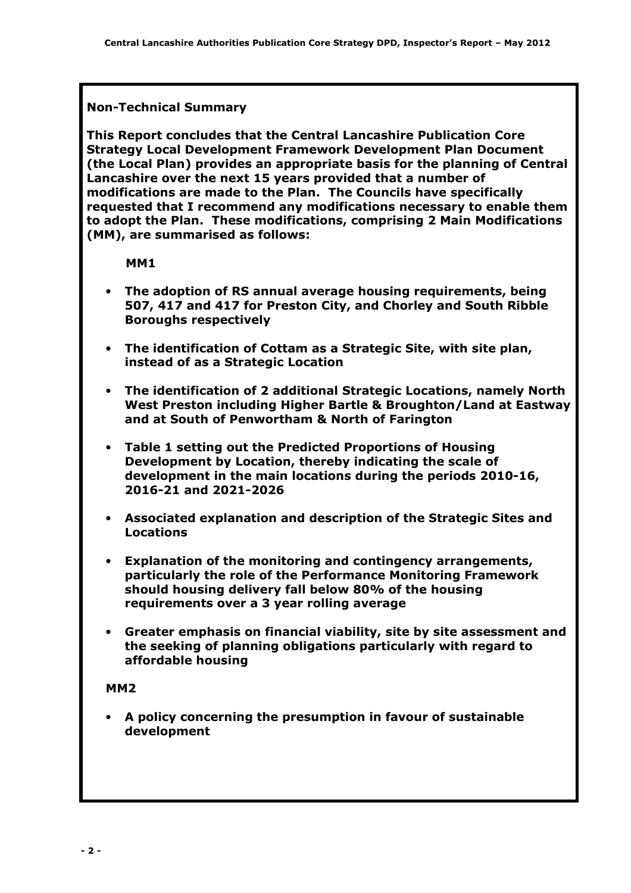## Non-Technical Summary

**This Report concludes that the Central Lancashire Publication Core Strategy Local Development Framework Development Plan Document (the Local Plan) provides an appropriate basis for the planning of Central Lancashire over the next 15 years provided that a number of modifications are made to the Plan. The Councils have specifically requested that I recommend any modifications necessary to enable them to adopt the Plan. These modifications, comprising 2 Main Modifications (MM), are summarised as follows:**

**MM1**

- **The adoption of RS annual average housing requirements, being 507, 417 and 417 for Preston City, and Chorley and South Ribble Boroughs respectively**
- **The identification of Cottam as a Strategic Site, with site plan, instead of as a Strategic Location**
- **The identification of 2 additional Strategic Locations, namely North West Preston including Higher Bartle & Broughton/Land at Eastway and at South of Penwortham & North of Farington**
- **Table 1 setting out the Predicted Proportions of Housing Development by Location, thereby indicating the scale of development in the main locations during the periods 2010-16, 2016-21 and 2021-2026**
- **Associated explanation and description of the Strategic Sites and Locations**
- **Explanation of the monitoring and contingency arrangements, particularly the role of the Performance Monitoring Framework should housing delivery fall below 80% of the housing requirements over a 3 year rolling average**
- **Greater emphasis on financial viability, site by site assessment and the seeking of planning obligations particularly with regard to affordable housing**

**MM2**

- **A policy concerning the presumption in favour of sustainable development**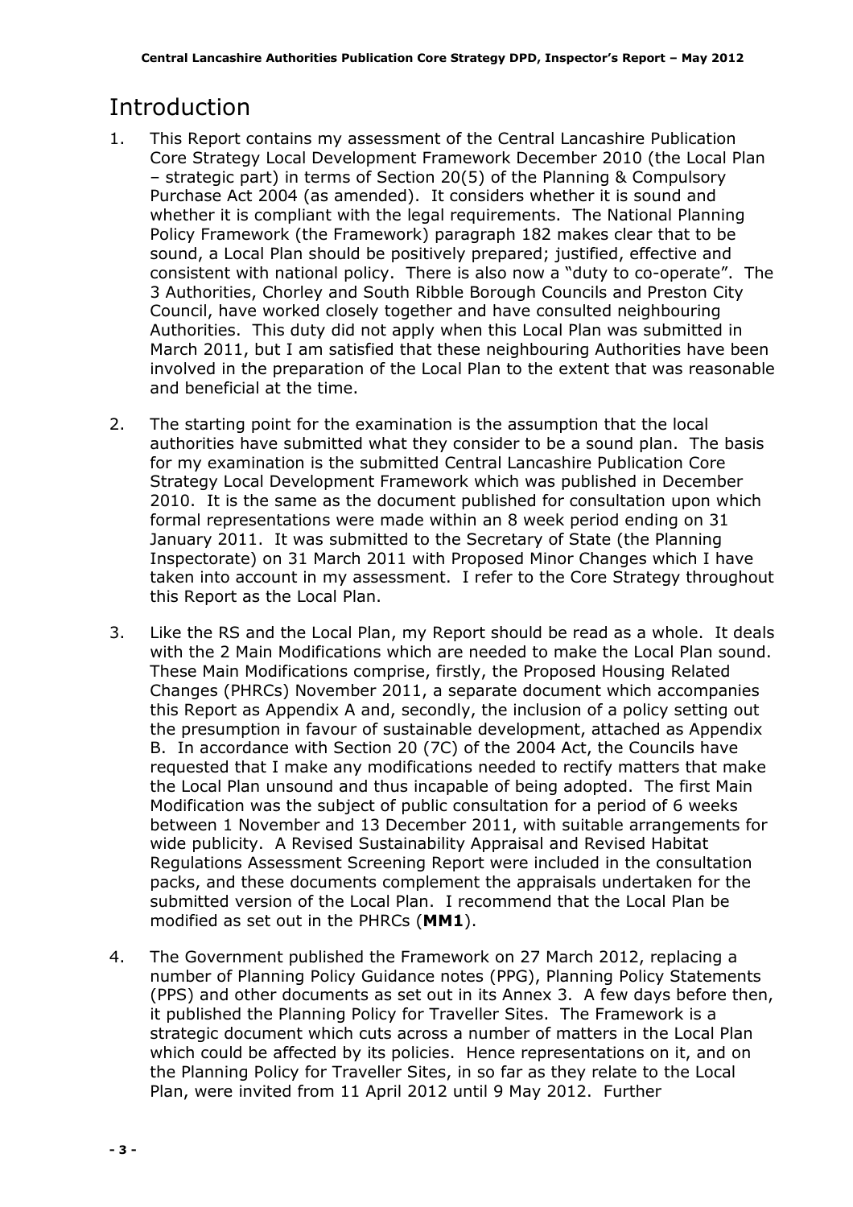# Introduction

1. This Report contains my assessment of the Central Lancashire Publication Core Strategy Local Development Framework December 2010 (the Local Plan – strategic part) in terms of Section 20(5) of the Planning & Compulsory Purchase Act 2004 (as amended). It considers whether it is sound and whether it is compliant with the legal requirements. The National Planning Policy Framework (the Framework) paragraph 182 makes clear that to be sound, a Local Plan should be positively prepared; justified, effective and consistent with national policy. There is also now a "duty to co-operate". The 3 Authorities, Chorley and South Ribble Borough Councils and Preston City Council, have worked closely together and have consulted neighbouring Authorities. This duty did not apply when this Local Plan was submitted in March 2011, but I am satisfied that these neighbouring Authorities have been involved in the preparation of the Local Plan to the extent that was reasonable and beneficial at the time.

2. The starting point for the examination is the assumption that the local authorities have submitted what they consider to be a sound plan. The basis for my examination is the submitted Central Lancashire Publication Core Strategy Local Development Framework which was published in December 2010. It is the same as the document published for consultation upon which formal representations were made within an 8 week period ending on 31 January 2011. It was submitted to the Secretary of State (the Planning Inspectorate) on 31 March 2011 with Proposed Minor Changes which I have taken into account in my assessment. I refer to the Core Strategy throughout this Report as the Local Plan.

3. Like the RS and the Local Plan, my Report should be read as a whole. It deals with the 2 Main Modifications which are needed to make the Local Plan sound. These Main Modifications comprise, firstly, the Proposed Housing Related Changes (PHRCs) November 2011, a separate document which accompanies this Report as Appendix A and, secondly, the inclusion of a policy setting out the presumption in favour of sustainable development, attached as Appendix B. In accordance with Section 20 (7C) of the 2004 Act, the Councils have requested that I make any modifications needed to rectify matters that make the Local Plan unsound and thus incapable of being adopted. The first Main Modification was the subject of public consultation for a period of 6 weeks between 1 November and 13 December 2011, with suitable arrangements for wide publicity. A Revised Sustainability Appraisal and Revised Habitat Regulations Assessment Screening Report were included in the consultation packs, and these documents complement the appraisals undertaken for the submitted version of the Local Plan. I recommend that the Local Plan be modified as set out in the PHRCs (**MM1**).

4. The Government published the Framework on 27 March 2012, replacing a number of Planning Policy Guidance notes (PPG), Planning Policy Statements (PPS) and other documents as set out in its Annex 3. A few days before then, it published the Planning Policy for Traveller Sites. The Framework is a strategic document which cuts across a number of matters in the Local Plan which could be affected by its policies. Hence representations on it, and on the Planning Policy for Traveller Sites, in so far as they relate to the Local Plan, were invited from 11 April 2012 until 9 May 2012. Further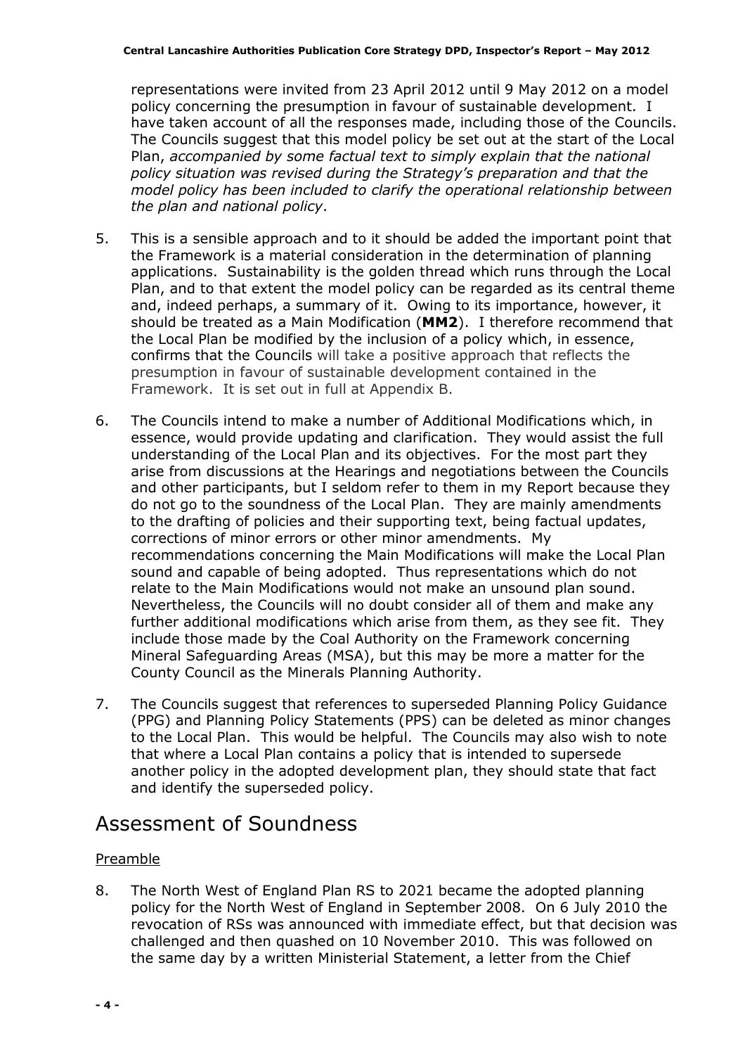representations were invited from 23 April 2012 until 9 May 2012 on a model policy concerning the presumption in favour of sustainable development. I have taken account of all the responses made, including those of the Councils. The Councils suggest that this model policy be set out at the start of the Local Plan, *accompanied by some factual text to simply explain that the national policy situation was revised during the Strategy's preparation and that the model policy has been included to clarify the operational relationship between the plan and national policy*.

5. This is a sensible approach and to it should be added the important point that the Framework is a material consideration in the determination of planning applications. Sustainability is the golden thread which runs through the Local Plan, and to that extent the model policy can be regarded as its central theme and, indeed perhaps, a summary of it. Owing to its importance, however, it should be treated as a Main Modification (**MM2**). I therefore recommend that the Local Plan be modified by the inclusion of a policy which, in essence, confirms that the Councils will take a positive approach that reflects the presumption in favour of sustainable development contained in the Framework. It is set out in full at Appendix B.

6. The Councils intend to make a number of Additional Modifications which, in essence, would provide updating and clarification. They would assist the full understanding of the Local Plan and its objectives. For the most part they arise from discussions at the Hearings and negotiations between the Councils and other participants, but I seldom refer to them in my Report because they do not go to the soundness of the Local Plan. They are mainly amendments to the drafting of policies and their supporting text, being factual updates, corrections of minor errors or other minor amendments. My recommendations concerning the Main Modifications will make the Local Plan sound and capable of being adopted. Thus representations which do not relate to the Main Modifications would not make an unsound plan sound. Nevertheless, the Councils will no doubt consider all of them and make any further additional modifications which arise from them, as they see fit. They include those made by the Coal Authority on the Framework concerning Mineral Safeguarding Areas (MSA), but this may be more a matter for the County Council as the Minerals Planning Authority.

7. The Councils suggest that references to superseded Planning Policy Guidance (PPG) and Planning Policy Statements (PPS) can be deleted as minor changes to the Local Plan. This would be helpful. The Councils may also wish to note that where a Local Plan contains a policy that is intended to supersede another policy in the adopted development plan, they should state that fact and identify the superseded policy.

# Assessment of Soundness

Preamble

8. The North West of England Plan RS to 2021 became the adopted planning policy for the North West of England in September 2008. On 6 July 2010 the revocation of RSs was announced with immediate effect, but that decision was challenged and then quashed on 10 November 2010. This was followed on the same day by a written Ministerial Statement, a letter from the Chief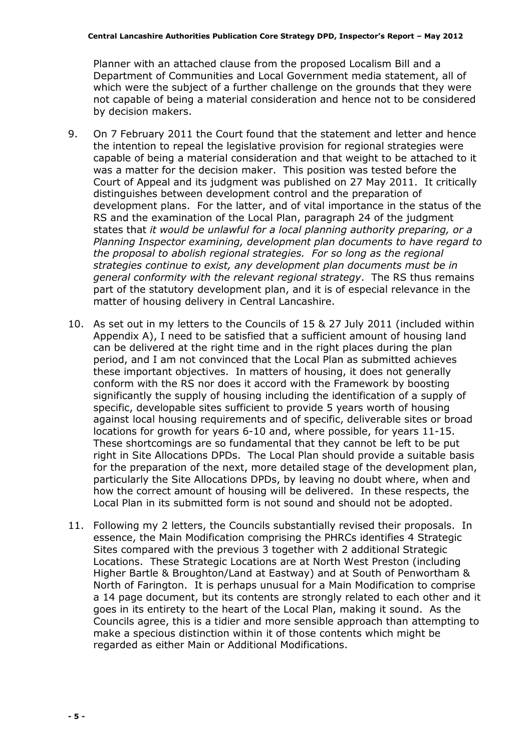Planner with an attached clause from the proposed Localism Bill and a Department of Communities and Local Government media statement, all of which were the subject of a further challenge on the grounds that they were not capable of being a material consideration and hence not to be considered by decision makers.

9. On 7 February 2011 the Court found that the statement and letter and hence the intention to repeal the legislative provision for regional strategies were capable of being a material consideration and that weight to be attached to it was a matter for the decision maker. This position was tested before the Court of Appeal and its judgment was published on 27 May 2011. It critically distinguishes between development control and the preparation of development plans. For the latter, and of vital importance in the status of the RS and the examination of the Local Plan, paragraph 24 of the judgment states that *it would be unlawful for a local planning authority preparing, or a Planning Inspector examining, development plan documents to have regard to the proposal to abolish regional strategies. For so long as the regional strategies continue to exist, any development plan documents must be in general conformity with the relevant regional strategy*. The RS thus remains part of the statutory development plan, and it is of especial relevance in the matter of housing delivery in Central Lancashire.

10. As set out in my letters to the Councils of 15 & 27 July 2011 (included within Appendix A), I need to be satisfied that a sufficient amount of housing land can be delivered at the right time and in the right places during the plan period, and I am not convinced that the Local Plan as submitted achieves these important objectives. In matters of housing, it does not generally conform with the RS nor does it accord with the Framework by boosting significantly the supply of housing including the identification of a supply of specific, developable sites sufficient to provide 5 years worth of housing against local housing requirements and of specific, deliverable sites or broad locations for growth for years 6-10 and, where possible, for years 11-15. These shortcomings are so fundamental that they cannot be left to be put right in Site Allocations DPDs. The Local Plan should provide a suitable basis for the preparation of the next, more detailed stage of the development plan, particularly the Site Allocations DPDs, by leaving no doubt where, when and how the correct amount of housing will be delivered. In these respects, the Local Plan in its submitted form is not sound and should not be adopted.

11. Following my 2 letters, the Councils substantially revised their proposals. In essence, the Main Modification comprising the PHRCs identifies 4 Strategic Sites compared with the previous 3 together with 2 additional Strategic Locations. These Strategic Locations are at North West Preston (including Higher Bartle & Broughton/Land at Eastway) and at South of Penwortham & North of Farington. It is perhaps unusual for a Main Modification to comprise a 14 page document, but its contents are strongly related to each other and it goes in its entirety to the heart of the Local Plan, making it sound. As the Councils agree, this is a tidier and more sensible approach than attempting to make a specious distinction within it of those contents which might be regarded as either Main or Additional Modifications.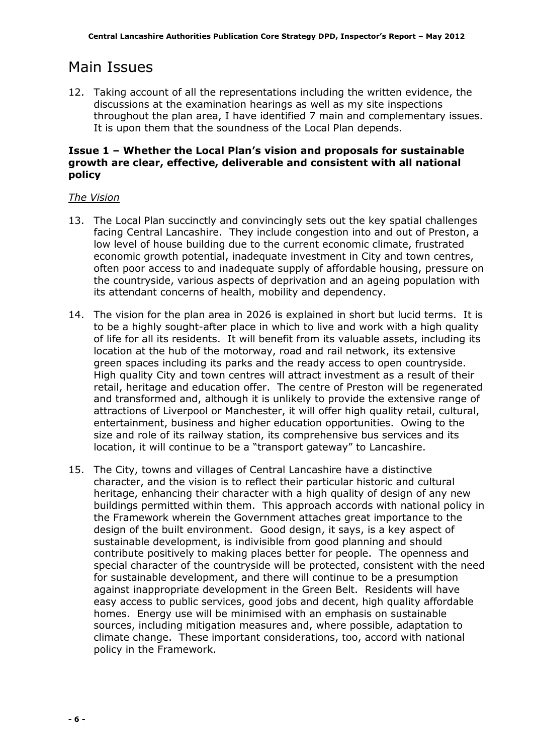# Main Issues

12. Taking account of all the representations including the written evidence, the discussions at the examination hearings as well as my site inspections throughout the plan area, I have identified 7 main and complementary issues. It is upon them that the soundness of the Local Plan depends.

### Issue 1 – Whether the Local Plan's vision and proposals for sustainable growth are clear, effective, deliverable and consistent with all national policy

*The Vision*

13. The Local Plan succinctly and convincingly sets out the key spatial challenges facing Central Lancashire. They include congestion into and out of Preston, a low level of house building due to the current economic climate, frustrated economic growth potential, inadequate investment in City and town centres, often poor access to and inadequate supply of affordable housing, pressure on the countryside, various aspects of deprivation and an ageing population with its attendant concerns of health, mobility and dependency.

14. The vision for the plan area in 2026 is explained in short but lucid terms. It is to be a highly sought-after place in which to live and work with a high quality of life for all its residents. It will benefit from its valuable assets, including its location at the hub of the motorway, road and rail network, its extensive green spaces including its parks and the ready access to open countryside. High quality City and town centres will attract investment as a result of their retail, heritage and education offer. The centre of Preston will be regenerated and transformed and, although it is unlikely to provide the extensive range of attractions of Liverpool or Manchester, it will offer high quality retail, cultural, entertainment, business and higher education opportunities. Owing to the size and role of its railway station, its comprehensive bus services and its location, it will continue to be a "transport gateway" to Lancashire.

15. The City, towns and villages of Central Lancashire have a distinctive character, and the vision is to reflect their particular historic and cultural heritage, enhancing their character with a high quality of design of any new buildings permitted within them. This approach accords with national policy in the Framework wherein the Government attaches great importance to the design of the built environment. Good design, it says, is a key aspect of sustainable development, is indivisible from good planning and should contribute positively to making places better for people. The openness and special character of the countryside will be protected, consistent with the need for sustainable development, and there will continue to be a presumption against inappropriate development in the Green Belt. Residents will have easy access to public services, good jobs and decent, high quality affordable homes. Energy use will be minimised with an emphasis on sustainable sources, including mitigation measures and, where possible, adaptation to climate change. These important considerations, too, accord with national policy in the Framework.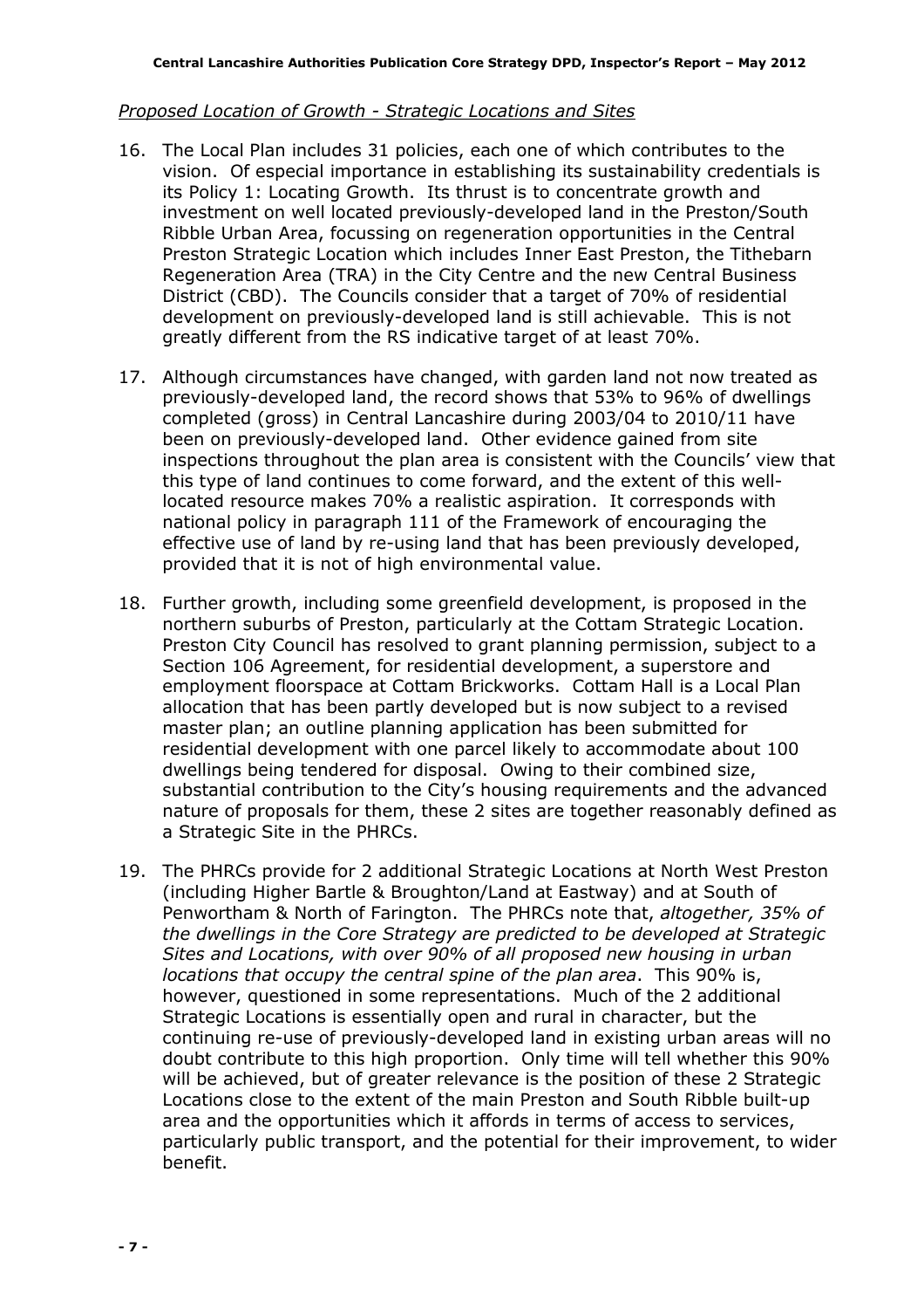*Proposed Location of Growth - Strategic Locations and Sites*

16. The Local Plan includes 31 policies, each one of which contributes to the vision. Of especial importance in establishing its sustainability credentials is its Policy 1: Locating Growth. Its thrust is to concentrate growth and investment on well located previously-developed land in the Preston/South Ribble Urban Area, focussing on regeneration opportunities in the Central Preston Strategic Location which includes Inner East Preston, the Tithebarn Regeneration Area (TRA) in the City Centre and the new Central Business District (CBD). The Councils consider that a target of 70% of residential development on previously-developed land is still achievable. This is not greatly different from the RS indicative target of at least 70%.

17. Although circumstances have changed, with garden land not now treated as previously-developed land, the record shows that 53% to 96% of dwellings completed (gross) in Central Lancashire during 2003/04 to 2010/11 have been on previously-developed land. Other evidence gained from site inspections throughout the plan area is consistent with the Councils' view that this type of land continues to come forward, and the extent of this well-located resource makes 70% a realistic aspiration. It corresponds with national policy in paragraph 111 of the Framework of encouraging the effective use of land by re-using land that has been previously developed, provided that it is not of high environmental value.

18. Further growth, including some greenfield development, is proposed in the northern suburbs of Preston, particularly at the Cottam Strategic Location. Preston City Council has resolved to grant planning permission, subject to a Section 106 Agreement, for residential development, a superstore and employment floorspace at Cottam Brickworks. Cottam Hall is a Local Plan allocation that has been partly developed but is now subject to a revised master plan; an outline planning application has been submitted for residential development with one parcel likely to accommodate about 100 dwellings being tendered for disposal. Owing to their combined size, substantial contribution to the City's housing requirements and the advanced nature of proposals for them, these 2 sites are together reasonably defined as a Strategic Site in the PHRCs.

19. The PHRCs provide for 2 additional Strategic Locations at North West Preston (including Higher Bartle & Broughton/Land at Eastway) and at South of Penwortham & North of Farington. The PHRCs note that, *altogether, 35% of the dwellings in the Core Strategy are predicted to be developed at Strategic Sites and Locations, with over 90% of all proposed new housing in urban locations that occupy the central spine of the plan area*. This 90% is, however, questioned in some representations. Much of the 2 additional Strategic Locations is essentially open and rural in character, but the continuing re-use of previously-developed land in existing urban areas will no doubt contribute to this high proportion. Only time will tell whether this 90% will be achieved, but of greater relevance is the position of these 2 Strategic Locations close to the extent of the main Preston and South Ribble built-up area and the opportunities which it affords in terms of access to services, particularly public transport, and the potential for their improvement, to wider benefit.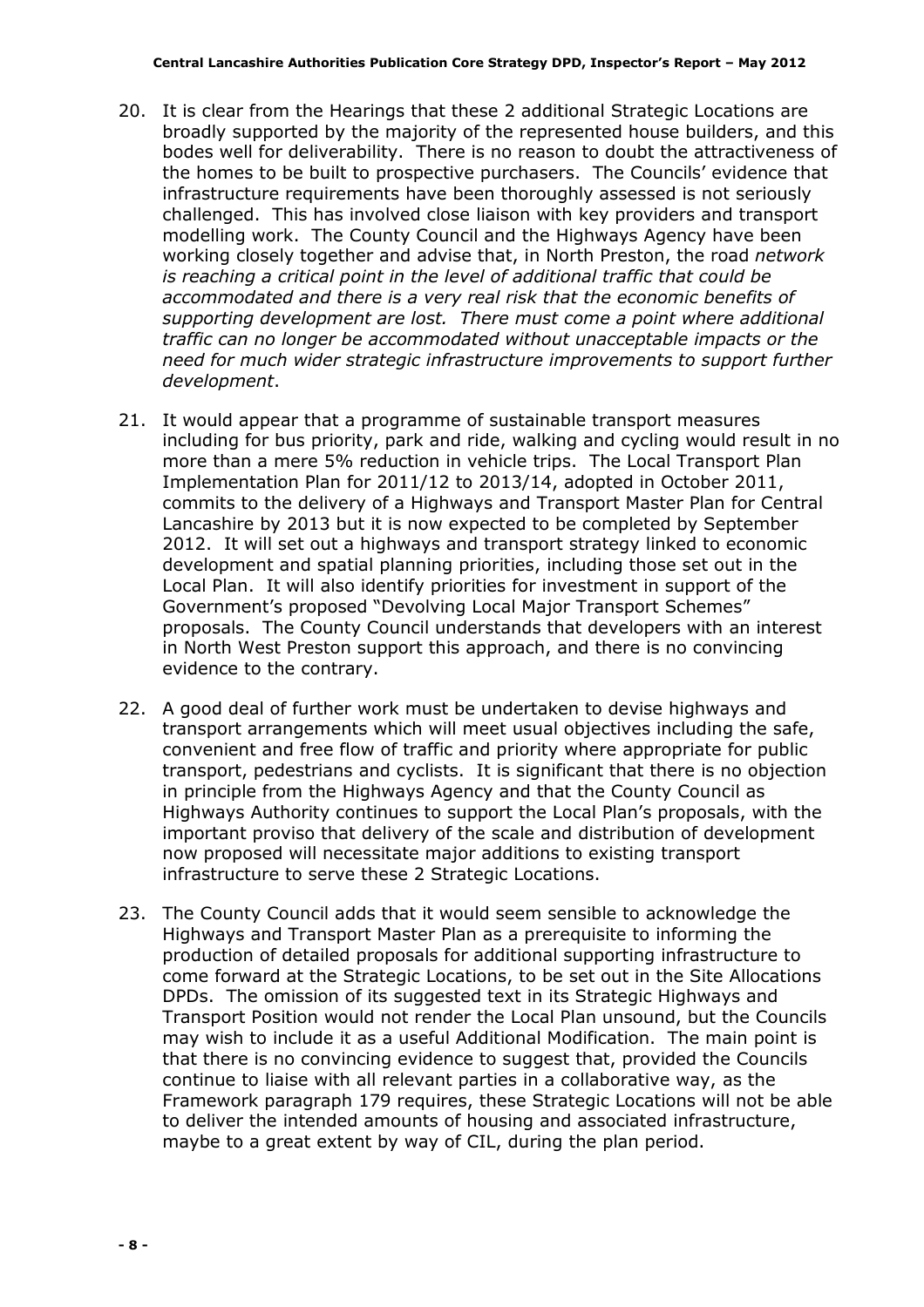20. It is clear from the Hearings that these 2 additional Strategic Locations are broadly supported by the majority of the represented house builders, and this bodes well for deliverability. There is no reason to doubt the attractiveness of the homes to be built to prospective purchasers. The Councils' evidence that infrastructure requirements have been thoroughly assessed is not seriously challenged. This has involved close liaison with key providers and transport modelling work. The County Council and the Highways Agency have been working closely together and advise that, in North Preston, the road *network is reaching a critical point in the level of additional traffic that could be accommodated and there is a very real risk that the economic benefits of supporting development are lost. There must come a point where additional traffic can no longer be accommodated without unacceptable impacts or the need for much wider strategic infrastructure improvements to support further development*.

21. It would appear that a programme of sustainable transport measures including for bus priority, park and ride, walking and cycling would result in no more than a mere 5% reduction in vehicle trips. The Local Transport Plan Implementation Plan for 2011/12 to 2013/14, adopted in October 2011, commits to the delivery of a Highways and Transport Master Plan for Central Lancashire by 2013 but it is now expected to be completed by September 2012. It will set out a highways and transport strategy linked to economic development and spatial planning priorities, including those set out in the Local Plan. It will also identify priorities for investment in support of the Government's proposed "Devolving Local Major Transport Schemes" proposals. The County Council understands that developers with an interest in North West Preston support this approach, and there is no convincing evidence to the contrary.

22. A good deal of further work must be undertaken to devise highways and transport arrangements which will meet usual objectives including the safe, convenient and free flow of traffic and priority where appropriate for public transport, pedestrians and cyclists. It is significant that there is no objection in principle from the Highways Agency and that the County Council as Highways Authority continues to support the Local Plan's proposals, with the important proviso that delivery of the scale and distribution of development now proposed will necessitate major additions to existing transport infrastructure to serve these 2 Strategic Locations.

23. The County Council adds that it would seem sensible to acknowledge the Highways and Transport Master Plan as a prerequisite to informing the production of detailed proposals for additional supporting infrastructure to come forward at the Strategic Locations, to be set out in the Site Allocations DPDs. The omission of its suggested text in its Strategic Highways and Transport Position would not render the Local Plan unsound, but the Councils may wish to include it as a useful Additional Modification. The main point is that there is no convincing evidence to suggest that, provided the Councils continue to liaise with all relevant parties in a collaborative way, as the Framework paragraph 179 requires, these Strategic Locations will not be able to deliver the intended amounts of housing and associated infrastructure, maybe to a great extent by way of CIL, during the plan period.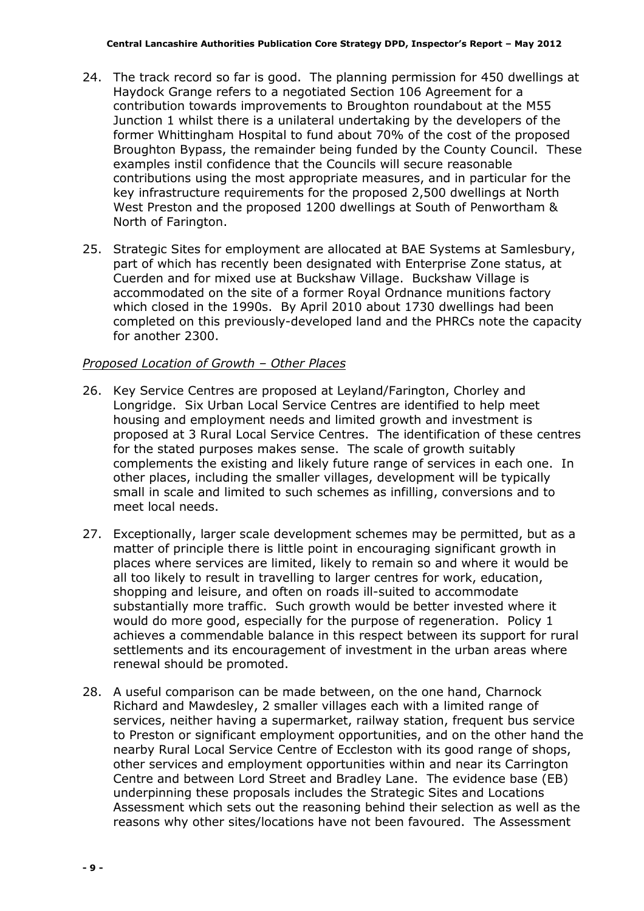24. The track record so far is good. The planning permission for 450 dwellings at Haydock Grange refers to a negotiated Section 106 Agreement for a contribution towards improvements to Broughton roundabout at the M55 Junction 1 whilst there is a unilateral undertaking by the developers of the former Whittingham Hospital to fund about 70% of the cost of the proposed Broughton Bypass, the remainder being funded by the County Council. These examples instil confidence that the Councils will secure reasonable contributions using the most appropriate measures, and in particular for the key infrastructure requirements for the proposed 2,500 dwellings at North West Preston and the proposed 1200 dwellings at South of Penwortham & North of Farington.

25. Strategic Sites for employment are allocated at BAE Systems at Samlesbury, part of which has recently been designated with Enterprise Zone status, at Cuerden and for mixed use at Buckshaw Village. Buckshaw Village is accommodated on the site of a former Royal Ordnance munitions factory which closed in the 1990s. By April 2010 about 1730 dwellings had been completed on this previously-developed land and the PHRCs note the capacity for another 2300.

*Proposed Location of Growth – Other Places*

26. Key Service Centres are proposed at Leyland/Farington, Chorley and Longridge. Six Urban Local Service Centres are identified to help meet housing and employment needs and limited growth and investment is proposed at 3 Rural Local Service Centres. The identification of these centres for the stated purposes makes sense. The scale of growth suitably complements the existing and likely future range of services in each one. In other places, including the smaller villages, development will be typically small in scale and limited to such schemes as infilling, conversions and to meet local needs.

27. Exceptionally, larger scale development schemes may be permitted, but as a matter of principle there is little point in encouraging significant growth in places where services are limited, likely to remain so and where it would be all too likely to result in travelling to larger centres for work, education, shopping and leisure, and often on roads ill-suited to accommodate substantially more traffic. Such growth would be better invested where it would do more good, especially for the purpose of regeneration. Policy 1 achieves a commendable balance in this respect between its support for rural settlements and its encouragement of investment in the urban areas where renewal should be promoted.

28. A useful comparison can be made between, on the one hand, Charnock Richard and Mawdesley, 2 smaller villages each with a limited range of services, neither having a supermarket, railway station, frequent bus service to Preston or significant employment opportunities, and on the other hand the nearby Rural Local Service Centre of Eccleston with its good range of shops, other services and employment opportunities within and near its Carrington Centre and between Lord Street and Bradley Lane. The evidence base (EB) underpinning these proposals includes the Strategic Sites and Locations Assessment which sets out the reasoning behind their selection as well as the reasons why other sites/locations have not been favoured. The Assessment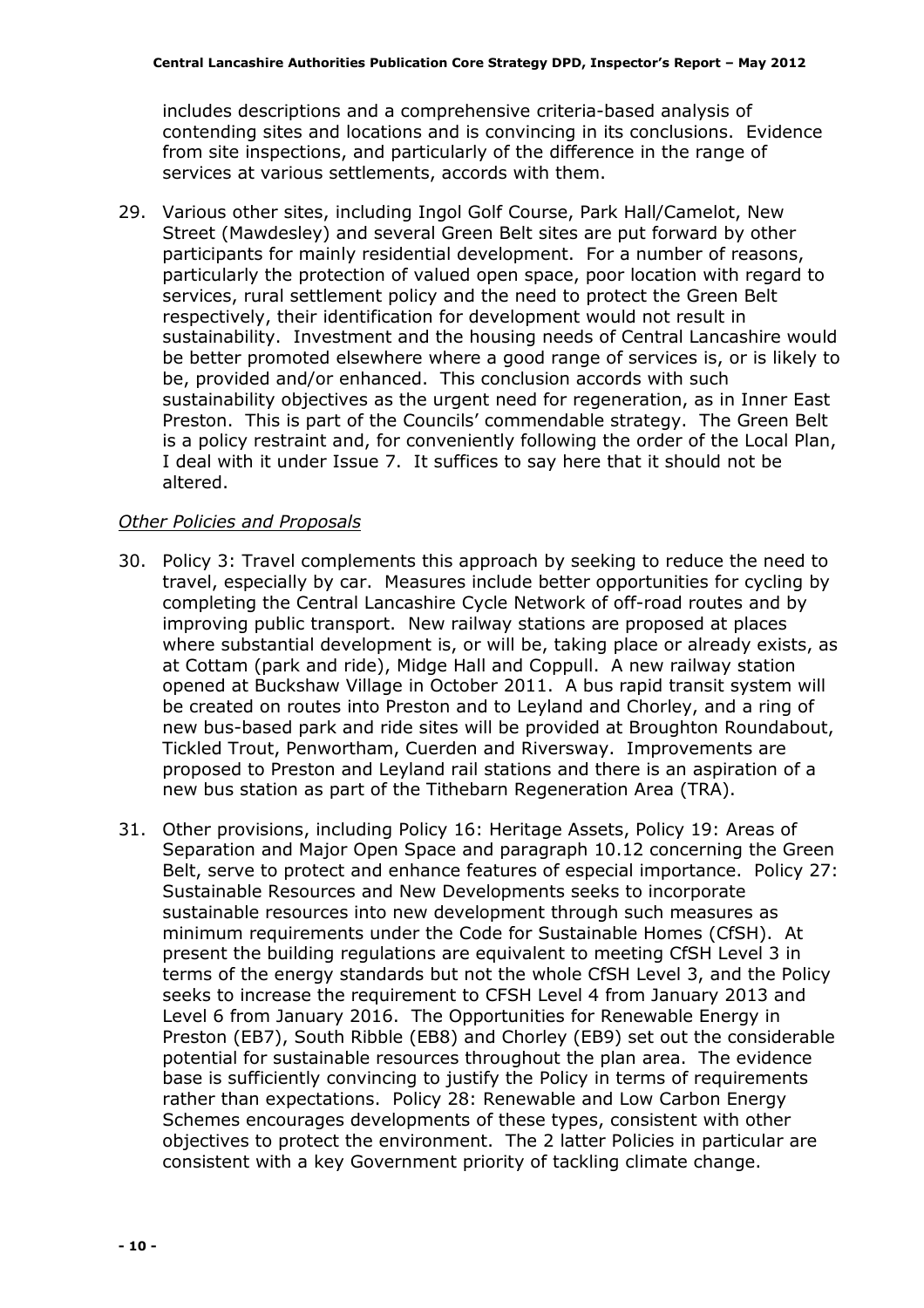includes descriptions and a comprehensive criteria-based analysis of contending sites and locations and is convincing in its conclusions. Evidence from site inspections, and particularly of the difference in the range of services at various settlements, accords with them.

29. Various other sites, including Ingol Golf Course, Park Hall/Camelot, New Street (Mawdesley) and several Green Belt sites are put forward by other participants for mainly residential development. For a number of reasons, particularly the protection of valued open space, poor location with regard to services, rural settlement policy and the need to protect the Green Belt respectively, their identification for development would not result in sustainability. Investment and the housing needs of Central Lancashire would be better promoted elsewhere where a good range of services is, or is likely to be, provided and/or enhanced. This conclusion accords with such sustainability objectives as the urgent need for regeneration, as in Inner East Preston. This is part of the Councils' commendable strategy. The Green Belt is a policy restraint and, for conveniently following the order of the Local Plan, I deal with it under Issue 7. It suffices to say here that it should not be altered.

*Other Policies and Proposals*

30. Policy 3: Travel complements this approach by seeking to reduce the need to travel, especially by car. Measures include better opportunities for cycling by completing the Central Lancashire Cycle Network of off-road routes and by improving public transport. New railway stations are proposed at places where substantial development is, or will be, taking place or already exists, as at Cottam (park and ride), Midge Hall and Coppull. A new railway station opened at Buckshaw Village in October 2011. A bus rapid transit system will be created on routes into Preston and to Leyland and Chorley, and a ring of new bus-based park and ride sites will be provided at Broughton Roundabout, Tickled Trout, Penwortham, Cuerden and Riversway. Improvements are proposed to Preston and Leyland rail stations and there is an aspiration of a new bus station as part of the Tithebarn Regeneration Area (TRA).

31. Other provisions, including Policy 16: Heritage Assets, Policy 19: Areas of Separation and Major Open Space and paragraph 10.12 concerning the Green Belt, serve to protect and enhance features of especial importance. Policy 27: Sustainable Resources and New Developments seeks to incorporate sustainable resources into new development through such measures as minimum requirements under the Code for Sustainable Homes (CfSH). At present the building regulations are equivalent to meeting CfSH Level 3 in terms of the energy standards but not the whole CfSH Level 3, and the Policy seeks to increase the requirement to CFSH Level 4 from January 2013 and Level 6 from January 2016. The Opportunities for Renewable Energy in Preston (EB7), South Ribble (EB8) and Chorley (EB9) set out the considerable potential for sustainable resources throughout the plan area. The evidence base is sufficiently convincing to justify the Policy in terms of requirements rather than expectations. Policy 28: Renewable and Low Carbon Energy Schemes encourages developments of these types, consistent with other objectives to protect the environment. The 2 latter Policies in particular are consistent with a key Government priority of tackling climate change.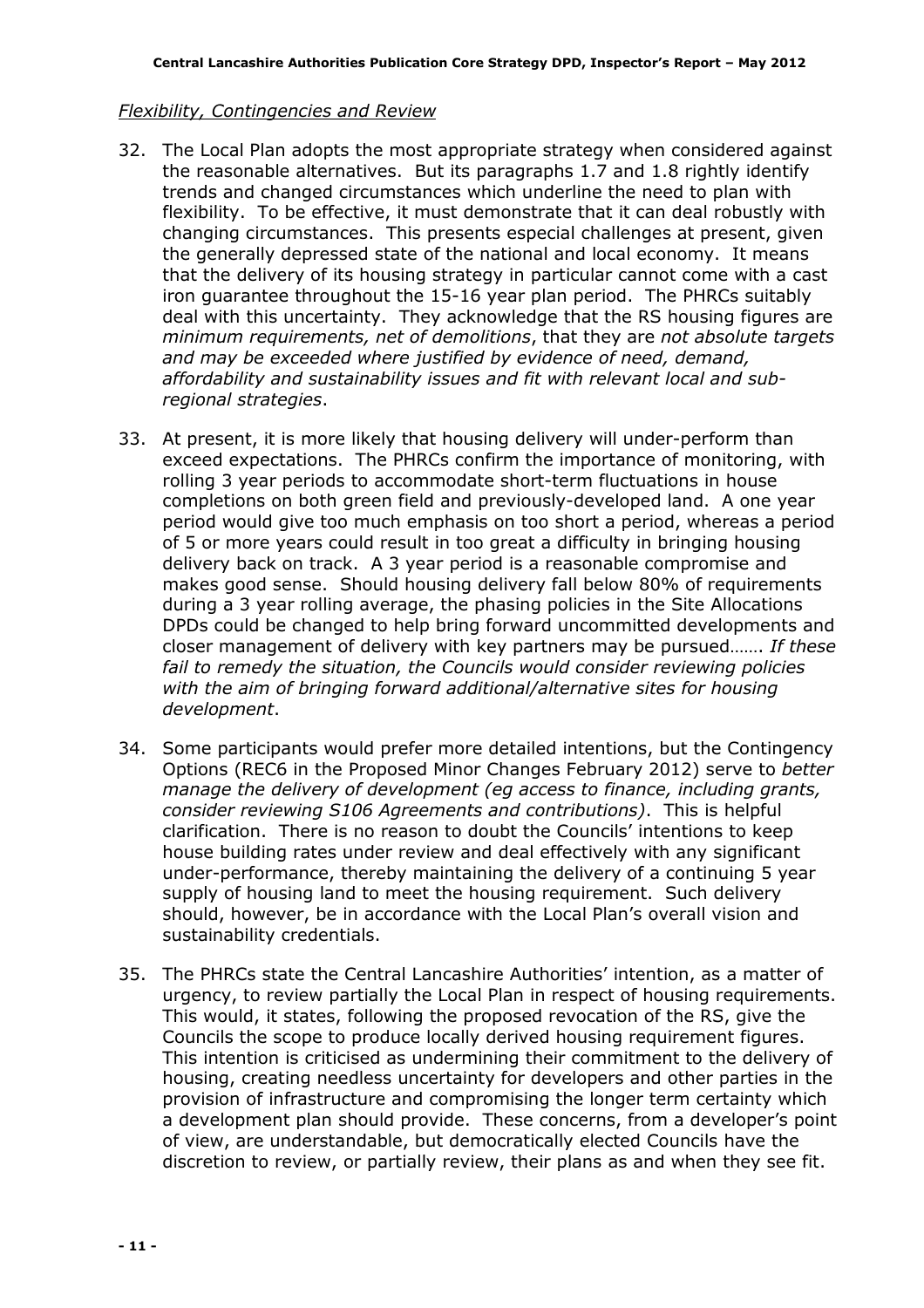*Flexibility, Contingencies and Review*

32. The Local Plan adopts the most appropriate strategy when considered against the reasonable alternatives. But its paragraphs 1.7 and 1.8 rightly identify trends and changed circumstances which underline the need to plan with flexibility. To be effective, it must demonstrate that it can deal robustly with changing circumstances. This presents especial challenges at present, given the generally depressed state of the national and local economy. It means that the delivery of its housing strategy in particular cannot come with a cast iron guarantee throughout the 15-16 year plan period. The PHRCs suitably deal with this uncertainty. They acknowledge that the RS housing figures are *minimum requirements, net of demolitions*, that they are *not absolute targets and may be exceeded where justified by evidence of need, demand, affordability and sustainability issues and fit with relevant local and sub-regional strategies*.

33. At present, it is more likely that housing delivery will under-perform than exceed expectations. The PHRCs confirm the importance of monitoring, with rolling 3 year periods to accommodate short-term fluctuations in house completions on both green field and previously-developed land. A one year period would give too much emphasis on too short a period, whereas a period of 5 or more years could result in too great a difficulty in bringing housing delivery back on track. A 3 year period is a reasonable compromise and makes good sense. Should housing delivery fall below 80% of requirements during a 3 year rolling average, the phasing policies in the Site Allocations DPDs could be changed to help bring forward uncommitted developments and closer management of delivery with key partners may be pursued……. *If these fail to remedy the situation, the Councils would consider reviewing policies with the aim of bringing forward additional/alternative sites for housing development*.

34. Some participants would prefer more detailed intentions, but the Contingency Options (REC6 in the Proposed Minor Changes February 2012) serve to *better manage the delivery of development (eg access to finance, including grants, consider reviewing S106 Agreements and contributions)*. This is helpful clarification. There is no reason to doubt the Councils' intentions to keep house building rates under review and deal effectively with any significant under-performance, thereby maintaining the delivery of a continuing 5 year supply of housing land to meet the housing requirement. Such delivery should, however, be in accordance with the Local Plan's overall vision and sustainability credentials.

35. The PHRCs state the Central Lancashire Authorities' intention, as a matter of urgency, to review partially the Local Plan in respect of housing requirements. This would, it states, following the proposed revocation of the RS, give the Councils the scope to produce locally derived housing requirement figures. This intention is criticised as undermining their commitment to the delivery of housing, creating needless uncertainty for developers and other parties in the provision of infrastructure and compromising the longer term certainty which a development plan should provide. These concerns, from a developer's point of view, are understandable, but democratically elected Councils have the discretion to review, or partially review, their plans as and when they see fit.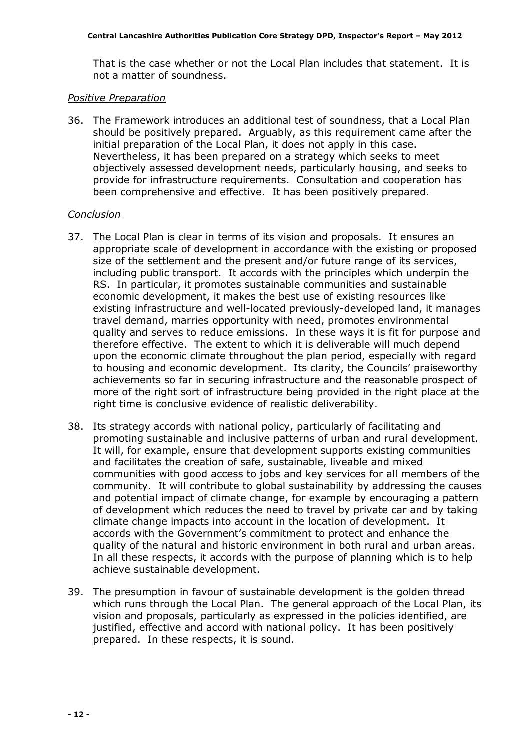That is the case whether or not the Local Plan includes that statement. It is not a matter of soundness.

*Positive Preparation*

36. The Framework introduces an additional test of soundness, that a Local Plan should be positively prepared. Arguably, as this requirement came after the initial preparation of the Local Plan, it does not apply in this case. Nevertheless, it has been prepared on a strategy which seeks to meet objectively assessed development needs, particularly housing, and seeks to provide for infrastructure requirements. Consultation and cooperation has been comprehensive and effective. It has been positively prepared.

*Conclusion*

37. The Local Plan is clear in terms of its vision and proposals. It ensures an appropriate scale of development in accordance with the existing or proposed size of the settlement and the present and/or future range of its services, including public transport. It accords with the principles which underpin the RS. In particular, it promotes sustainable communities and sustainable economic development, it makes the best use of existing resources like existing infrastructure and well-located previously-developed land, it manages travel demand, marries opportunity with need, promotes environmental quality and serves to reduce emissions. In these ways it is fit for purpose and therefore effective. The extent to which it is deliverable will much depend upon the economic climate throughout the plan period, especially with regard to housing and economic development. Its clarity, the Councils' praiseworthy achievements so far in securing infrastructure and the reasonable prospect of more of the right sort of infrastructure being provided in the right place at the right time is conclusive evidence of realistic deliverability.

38. Its strategy accords with national policy, particularly of facilitating and promoting sustainable and inclusive patterns of urban and rural development. It will, for example, ensure that development supports existing communities and facilitates the creation of safe, sustainable, liveable and mixed communities with good access to jobs and key services for all members of the community. It will contribute to global sustainability by addressing the causes and potential impact of climate change, for example by encouraging a pattern of development which reduces the need to travel by private car and by taking climate change impacts into account in the location of development. It accords with the Government's commitment to protect and enhance the quality of the natural and historic environment in both rural and urban areas. In all these respects, it accords with the purpose of planning which is to help achieve sustainable development.

39. The presumption in favour of sustainable development is the golden thread which runs through the Local Plan. The general approach of the Local Plan, its vision and proposals, particularly as expressed in the policies identified, are justified, effective and accord with national policy. It has been positively prepared. In these respects, it is sound.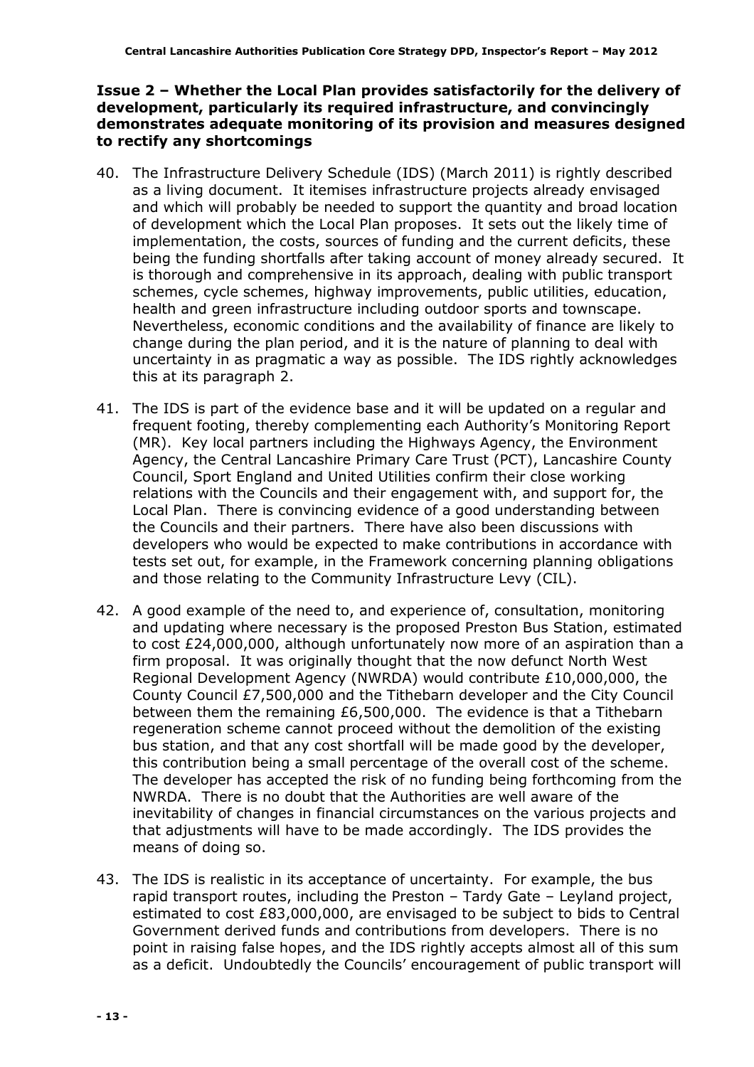### Issue 2 – Whether the Local Plan provides satisfactorily for the delivery of development, particularly its required infrastructure, and convincingly demonstrates adequate monitoring of its provision and measures designed to rectify any shortcomings

40. The Infrastructure Delivery Schedule (IDS) (March 2011) is rightly described as a living document. It itemises infrastructure projects already envisaged and which will probably be needed to support the quantity and broad location of development which the Local Plan proposes. It sets out the likely time of implementation, the costs, sources of funding and the current deficits, these being the funding shortfalls after taking account of money already secured. It is thorough and comprehensive in its approach, dealing with public transport schemes, cycle schemes, highway improvements, public utilities, education, health and green infrastructure including outdoor sports and townscape. Nevertheless, economic conditions and the availability of finance are likely to change during the plan period, and it is the nature of planning to deal with uncertainty in as pragmatic a way as possible. The IDS rightly acknowledges this at its paragraph 2.

41. The IDS is part of the evidence base and it will be updated on a regular and frequent footing, thereby complementing each Authority's Monitoring Report (MR). Key local partners including the Highways Agency, the Environment Agency, the Central Lancashire Primary Care Trust (PCT), Lancashire County Council, Sport England and United Utilities confirm their close working relations with the Councils and their engagement with, and support for, the Local Plan. There is convincing evidence of a good understanding between the Councils and their partners. There have also been discussions with developers who would be expected to make contributions in accordance with tests set out, for example, in the Framework concerning planning obligations and those relating to the Community Infrastructure Levy (CIL).

42. A good example of the need to, and experience of, consultation, monitoring and updating where necessary is the proposed Preston Bus Station, estimated to cost £24,000,000, although unfortunately now more of an aspiration than a firm proposal. It was originally thought that the now defunct North West Regional Development Agency (NWRDA) would contribute £10,000,000, the County Council £7,500,000 and the Tithebarn developer and the City Council between them the remaining £6,500,000. The evidence is that a Tithebarn regeneration scheme cannot proceed without the demolition of the existing bus station, and that any cost shortfall will be made good by the developer, this contribution being a small percentage of the overall cost of the scheme. The developer has accepted the risk of no funding being forthcoming from the NWRDA. There is no doubt that the Authorities are well aware of the inevitability of changes in financial circumstances on the various projects and that adjustments will have to be made accordingly. The IDS provides the means of doing so.

43. The IDS is realistic in its acceptance of uncertainty. For example, the bus rapid transport routes, including the Preston – Tardy Gate – Leyland project, estimated to cost £83,000,000, are envisaged to be subject to bids to Central Government derived funds and contributions from developers. There is no point in raising false hopes, and the IDS rightly accepts almost all of this sum as a deficit. Undoubtedly the Councils' encouragement of public transport will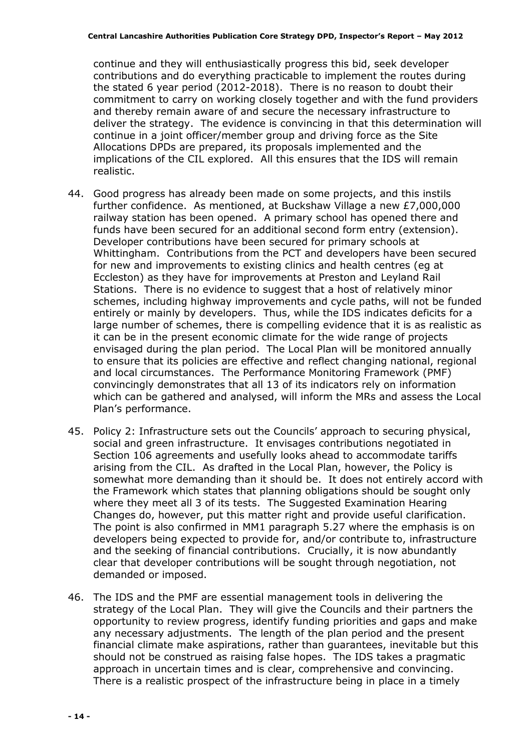continue and they will enthusiastically progress this bid, seek developer contributions and do everything practicable to implement the routes during the stated 6 year period (2012-2018). There is no reason to doubt their commitment to carry on working closely together and with the fund providers and thereby remain aware of and secure the necessary infrastructure to deliver the strategy. The evidence is convincing in that this determination will continue in a joint officer/member group and driving force as the Site Allocations DPDs are prepared, its proposals implemented and the implications of the CIL explored. All this ensures that the IDS will remain realistic.

44. Good progress has already been made on some projects, and this instils further confidence. As mentioned, at Buckshaw Village a new £7,000,000 railway station has been opened. A primary school has opened there and funds have been secured for an additional second form entry (extension). Developer contributions have been secured for primary schools at Whittingham. Contributions from the PCT and developers have been secured for new and improvements to existing clinics and health centres (eg at Eccleston) as they have for improvements at Preston and Leyland Rail Stations. There is no evidence to suggest that a host of relatively minor schemes, including highway improvements and cycle paths, will not be funded entirely or mainly by developers. Thus, while the IDS indicates deficits for a large number of schemes, there is compelling evidence that it is as realistic as it can be in the present economic climate for the wide range of projects envisaged during the plan period. The Local Plan will be monitored annually to ensure that its policies are effective and reflect changing national, regional and local circumstances. The Performance Monitoring Framework (PMF) convincingly demonstrates that all 13 of its indicators rely on information which can be gathered and analysed, will inform the MRs and assess the Local Plan's performance.

45. Policy 2: Infrastructure sets out the Councils' approach to securing physical, social and green infrastructure. It envisages contributions negotiated in Section 106 agreements and usefully looks ahead to accommodate tariffs arising from the CIL. As drafted in the Local Plan, however, the Policy is somewhat more demanding than it should be. It does not entirely accord with the Framework which states that planning obligations should be sought only where they meet all 3 of its tests. The Suggested Examination Hearing Changes do, however, put this matter right and provide useful clarification. The point is also confirmed in MM1 paragraph 5.27 where the emphasis is on developers being expected to provide for, and/or contribute to, infrastructure and the seeking of financial contributions. Crucially, it is now abundantly clear that developer contributions will be sought through negotiation, not demanded or imposed.

46. The IDS and the PMF are essential management tools in delivering the strategy of the Local Plan. They will give the Councils and their partners the opportunity to review progress, identify funding priorities and gaps and make any necessary adjustments. The length of the plan period and the present financial climate make aspirations, rather than guarantees, inevitable but this should not be construed as raising false hopes. The IDS takes a pragmatic approach in uncertain times and is clear, comprehensive and convincing. There is a realistic prospect of the infrastructure being in place in a timely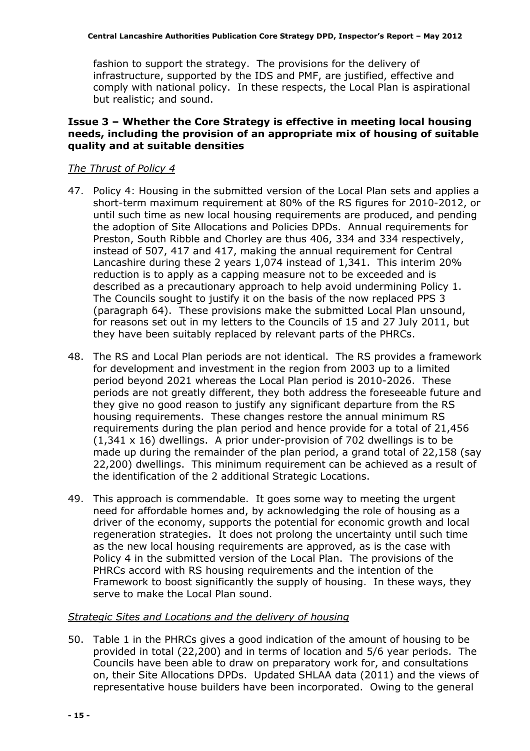fashion to support the strategy. The provisions for the delivery of infrastructure, supported by the IDS and PMF, are justified, effective and comply with national policy. In these respects, the Local Plan is aspirational but realistic; and sound.

### Issue 3 – Whether the Core Strategy is effective in meeting local housing needs, including the provision of an appropriate mix of housing of suitable quality and at suitable densities

*The Thrust of Policy 4*

47. Policy 4: Housing in the submitted version of the Local Plan sets and applies a short-term maximum requirement at 80% of the RS figures for 2010-2012, or until such time as new local housing requirements are produced, and pending the adoption of Site Allocations and Policies DPDs. Annual requirements for Preston, South Ribble and Chorley are thus 406, 334 and 334 respectively, instead of 507, 417 and 417, making the annual requirement for Central Lancashire during these 2 years 1,074 instead of 1,341. This interim 20% reduction is to apply as a capping measure not to be exceeded and is described as a precautionary approach to help avoid undermining Policy 1. The Councils sought to justify it on the basis of the now replaced PPS 3 (paragraph 64). These provisions make the submitted Local Plan unsound, for reasons set out in my letters to the Councils of 15 and 27 July 2011, but they have been suitably replaced by relevant parts of the PHRCs.

48. The RS and Local Plan periods are not identical. The RS provides a framework for development and investment in the region from 2003 up to a limited period beyond 2021 whereas the Local Plan period is 2010-2026. These periods are not greatly different, they both address the foreseeable future and they give no good reason to justify any significant departure from the RS housing requirements. These changes restore the annual minimum RS requirements during the plan period and hence provide for a total of 21,456 (1,341 x 16) dwellings. A prior under-provision of 702 dwellings is to be made up during the remainder of the plan period, a grand total of 22,158 (say 22,200) dwellings. This minimum requirement can be achieved as a result of the identification of the 2 additional Strategic Locations.

49. This approach is commendable. It goes some way to meeting the urgent need for affordable homes and, by acknowledging the role of housing as a driver of the economy, supports the potential for economic growth and local regeneration strategies. It does not prolong the uncertainty until such time as the new local housing requirements are approved, as is the case with Policy 4 in the submitted version of the Local Plan. The provisions of the PHRCs accord with RS housing requirements and the intention of the Framework to boost significantly the supply of housing. In these ways, they serve to make the Local Plan sound.

*Strategic Sites and Locations and the delivery of housing*

50. Table 1 in the PHRCs gives a good indication of the amount of housing to be provided in total (22,200) and in terms of location and 5/6 year periods. The Councils have been able to draw on preparatory work for, and consultations on, their Site Allocations DPDs. Updated SHLAA data (2011) and the views of representative house builders have been incorporated. Owing to the general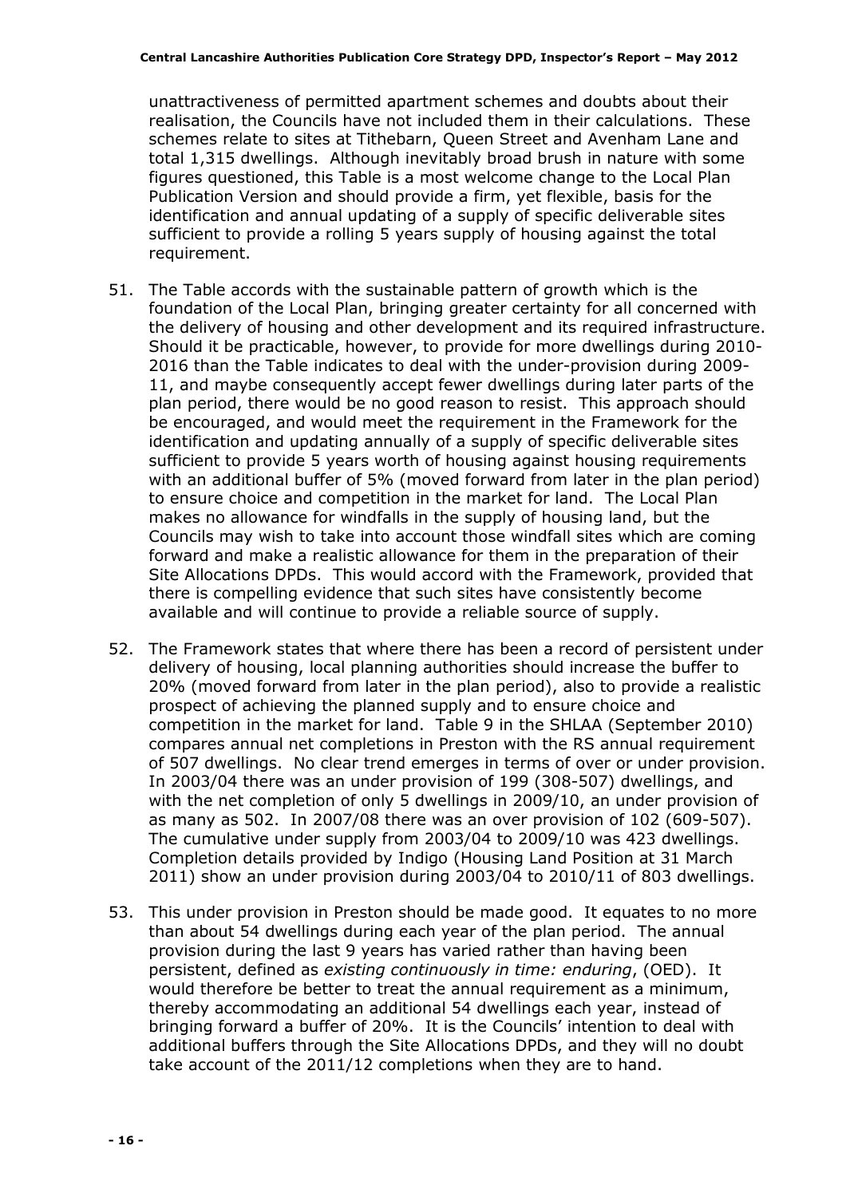unattractiveness of permitted apartment schemes and doubts about their realisation, the Councils have not included them in their calculations. These schemes relate to sites at Tithebarn, Queen Street and Avenham Lane and total 1,315 dwellings. Although inevitably broad brush in nature with some figures questioned, this Table is a most welcome change to the Local Plan Publication Version and should provide a firm, yet flexible, basis for the identification and annual updating of a supply of specific deliverable sites sufficient to provide a rolling 5 years supply of housing against the total requirement.

51. The Table accords with the sustainable pattern of growth which is the foundation of the Local Plan, bringing greater certainty for all concerned with the delivery of housing and other development and its required infrastructure. Should it be practicable, however, to provide for more dwellings during 2010-2016 than the Table indicates to deal with the under-provision during 2009-11, and maybe consequently accept fewer dwellings during later parts of the plan period, there would be no good reason to resist. This approach should be encouraged, and would meet the requirement in the Framework for the identification and updating annually of a supply of specific deliverable sites sufficient to provide 5 years worth of housing against housing requirements with an additional buffer of 5% (moved forward from later in the plan period) to ensure choice and competition in the market for land. The Local Plan makes no allowance for windfalls in the supply of housing land, but the Councils may wish to take into account those windfall sites which are coming forward and make a realistic allowance for them in the preparation of their Site Allocations DPDs. This would accord with the Framework, provided that there is compelling evidence that such sites have consistently become available and will continue to provide a reliable source of supply.

52. The Framework states that where there has been a record of persistent under delivery of housing, local planning authorities should increase the buffer to 20% (moved forward from later in the plan period), also to provide a realistic prospect of achieving the planned supply and to ensure choice and competition in the market for land. Table 9 in the SHLAA (September 2010) compares annual net completions in Preston with the RS annual requirement of 507 dwellings. No clear trend emerges in terms of over or under provision. In 2003/04 there was an under provision of 199 (308-507) dwellings, and with the net completion of only 5 dwellings in 2009/10, an under provision of as many as 502. In 2007/08 there was an over provision of 102 (609-507). The cumulative under supply from 2003/04 to 2009/10 was 423 dwellings. Completion details provided by Indigo (Housing Land Position at 31 March 2011) show an under provision during 2003/04 to 2010/11 of 803 dwellings.

53. This under provision in Preston should be made good. It equates to no more than about 54 dwellings during each year of the plan period. The annual provision during the last 9 years has varied rather than having been persistent, defined as *existing continuously in time: enduring*, (OED). It would therefore be better to treat the annual requirement as a minimum, thereby accommodating an additional 54 dwellings each year, instead of bringing forward a buffer of 20%. It is the Councils' intention to deal with additional buffers through the Site Allocations DPDs, and they will no doubt take account of the 2011/12 completions when they are to hand.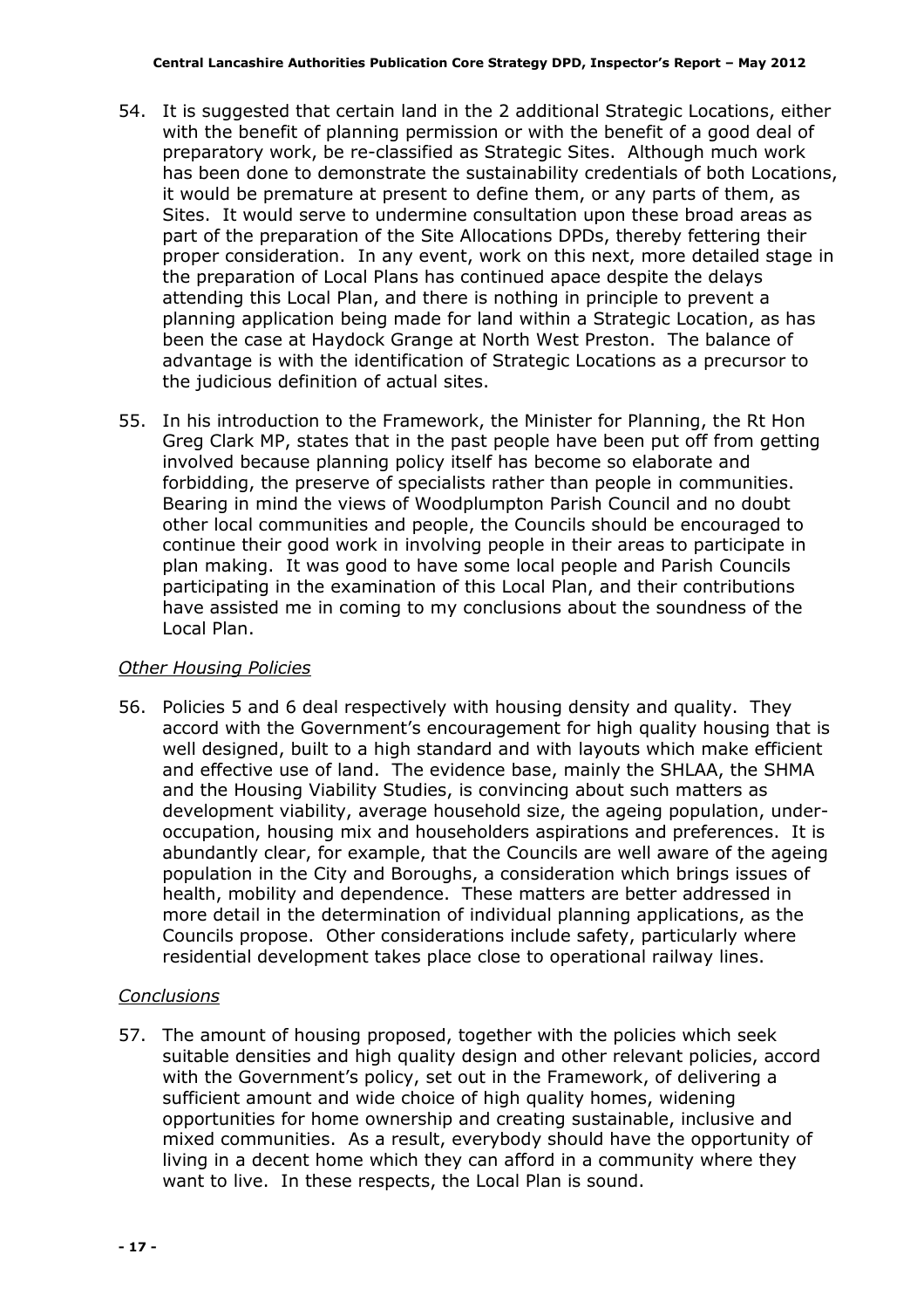54. It is suggested that certain land in the 2 additional Strategic Locations, either with the benefit of planning permission or with the benefit of a good deal of preparatory work, be re-classified as Strategic Sites. Although much work has been done to demonstrate the sustainability credentials of both Locations, it would be premature at present to define them, or any parts of them, as Sites. It would serve to undermine consultation upon these broad areas as part of the preparation of the Site Allocations DPDs, thereby fettering their proper consideration. In any event, work on this next, more detailed stage in the preparation of Local Plans has continued apace despite the delays attending this Local Plan, and there is nothing in principle to prevent a planning application being made for land within a Strategic Location, as has been the case at Haydock Grange at North West Preston. The balance of advantage is with the identification of Strategic Locations as a precursor to the judicious definition of actual sites.

55. In his introduction to the Framework, the Minister for Planning, the Rt Hon Greg Clark MP, states that in the past people have been put off from getting involved because planning policy itself has become so elaborate and forbidding, the preserve of specialists rather than people in communities. Bearing in mind the views of Woodplumpton Parish Council and no doubt other local communities and people, the Councils should be encouraged to continue their good work in involving people in their areas to participate in plan making. It was good to have some local people and Parish Councils participating in the examination of this Local Plan, and their contributions have assisted me in coming to my conclusions about the soundness of the Local Plan.

*Other Housing Policies*

56. Policies 5 and 6 deal respectively with housing density and quality. They accord with the Government's encouragement for high quality housing that is well designed, built to a high standard and with layouts which make efficient and effective use of land. The evidence base, mainly the SHLAA, the SHMA and the Housing Viability Studies, is convincing about such matters as development viability, average household size, the ageing population, under-occupation, housing mix and householders aspirations and preferences. It is abundantly clear, for example, that the Councils are well aware of the ageing population in the City and Boroughs, a consideration which brings issues of health, mobility and dependence. These matters are better addressed in more detail in the determination of individual planning applications, as the Councils propose. Other considerations include safety, particularly where residential development takes place close to operational railway lines.

*Conclusions*

57. The amount of housing proposed, together with the policies which seek suitable densities and high quality design and other relevant policies, accord with the Government's policy, set out in the Framework, of delivering a sufficient amount and wide choice of high quality homes, widening opportunities for home ownership and creating sustainable, inclusive and mixed communities. As a result, everybody should have the opportunity of living in a decent home which they can afford in a community where they want to live. In these respects, the Local Plan is sound.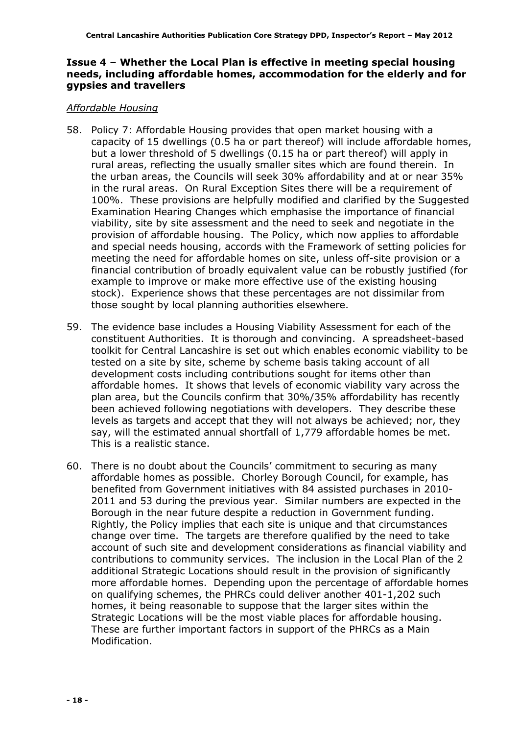### Issue 4 – Whether the Local Plan is effective in meeting special housing needs, including affordable homes, accommodation for the elderly and for gypsies and travellers

*Affordable Housing*

58. Policy 7: Affordable Housing provides that open market housing with a capacity of 15 dwellings (0.5 ha or part thereof) will include affordable homes, but a lower threshold of 5 dwellings (0.15 ha or part thereof) will apply in rural areas, reflecting the usually smaller sites which are found therein. In the urban areas, the Councils will seek 30% affordability and at or near 35% in the rural areas. On Rural Exception Sites there will be a requirement of 100%. These provisions are helpfully modified and clarified by the Suggested Examination Hearing Changes which emphasise the importance of financial viability, site by site assessment and the need to seek and negotiate in the provision of affordable housing. The Policy, which now applies to affordable and special needs housing, accords with the Framework of setting policies for meeting the need for affordable homes on site, unless off-site provision or a financial contribution of broadly equivalent value can be robustly justified (for example to improve or make more effective use of the existing housing stock). Experience shows that these percentages are not dissimilar from those sought by local planning authorities elsewhere.

59. The evidence base includes a Housing Viability Assessment for each of the constituent Authorities. It is thorough and convincing. A spreadsheet-based toolkit for Central Lancashire is set out which enables economic viability to be tested on a site by site, scheme by scheme basis taking account of all development costs including contributions sought for items other than affordable homes. It shows that levels of economic viability vary across the plan area, but the Councils confirm that 30%/35% affordability has recently been achieved following negotiations with developers. They describe these levels as targets and accept that they will not always be achieved; nor, they say, will the estimated annual shortfall of 1,779 affordable homes be met. This is a realistic stance.

60. There is no doubt about the Councils' commitment to securing as many affordable homes as possible. Chorley Borough Council, for example, has benefited from Government initiatives with 84 assisted purchases in 2010-2011 and 53 during the previous year. Similar numbers are expected in the Borough in the near future despite a reduction in Government funding. Rightly, the Policy implies that each site is unique and that circumstances change over time. The targets are therefore qualified by the need to take account of such site and development considerations as financial viability and contributions to community services. The inclusion in the Local Plan of the 2 additional Strategic Locations should result in the provision of significantly more affordable homes. Depending upon the percentage of affordable homes on qualifying schemes, the PHRCs could deliver another 401-1,202 such homes, it being reasonable to suppose that the larger sites within the Strategic Locations will be the most viable places for affordable housing. These are further important factors in support of the PHRCs as a Main Modification.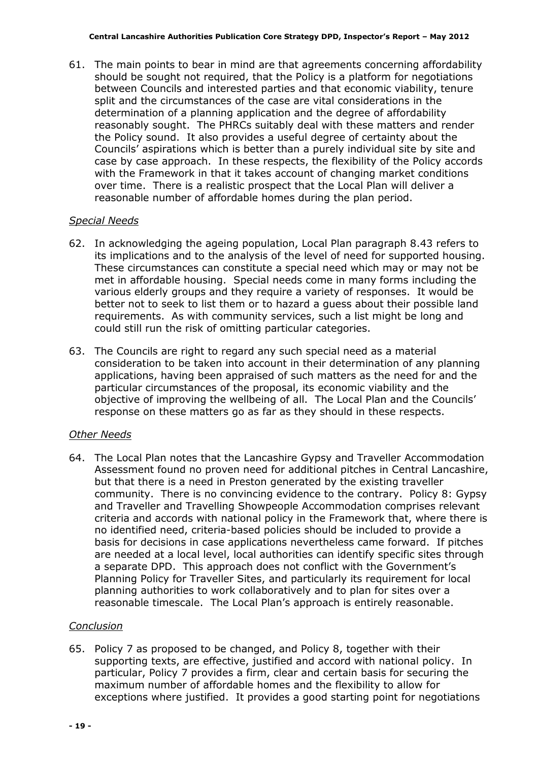61. The main points to bear in mind are that agreements concerning affordability should be sought not required, that the Policy is a platform for negotiations between Councils and interested parties and that economic viability, tenure split and the circumstances of the case are vital considerations in the determination of a planning application and the degree of affordability reasonably sought. The PHRCs suitably deal with these matters and render the Policy sound. It also provides a useful degree of certainty about the Councils' aspirations which is better than a purely individual site by site and case by case approach. In these respects, the flexibility of the Policy accords with the Framework in that it takes account of changing market conditions over time. There is a realistic prospect that the Local Plan will deliver a reasonable number of affordable homes during the plan period.

*Special Needs*

62. In acknowledging the ageing population, Local Plan paragraph 8.43 refers to its implications and to the analysis of the level of need for supported housing. These circumstances can constitute a special need which may or may not be met in affordable housing. Special needs come in many forms including the various elderly groups and they require a variety of responses. It would be better not to seek to list them or to hazard a guess about their possible land requirements. As with community services, such a list might be long and could still run the risk of omitting particular categories.

63. The Councils are right to regard any such special need as a material consideration to be taken into account in their determination of any planning applications, having been appraised of such matters as the need for and the particular circumstances of the proposal, its economic viability and the objective of improving the wellbeing of all. The Local Plan and the Councils' response on these matters go as far as they should in these respects.

*Other Needs*

64. The Local Plan notes that the Lancashire Gypsy and Traveller Accommodation Assessment found no proven need for additional pitches in Central Lancashire, but that there is a need in Preston generated by the existing traveller community. There is no convincing evidence to the contrary. Policy 8: Gypsy and Traveller and Travelling Showpeople Accommodation comprises relevant criteria and accords with national policy in the Framework that, where there is no identified need, criteria-based policies should be included to provide a basis for decisions in case applications nevertheless came forward. If pitches are needed at a local level, local authorities can identify specific sites through a separate DPD. This approach does not conflict with the Government's Planning Policy for Traveller Sites, and particularly its requirement for local planning authorities to work collaboratively and to plan for sites over a reasonable timescale. The Local Plan's approach is entirely reasonable.

*Conclusion*

65. Policy 7 as proposed to be changed, and Policy 8, together with their supporting texts, are effective, justified and accord with national policy. In particular, Policy 7 provides a firm, clear and certain basis for securing the maximum number of affordable homes and the flexibility to allow for exceptions where justified. It provides a good starting point for negotiations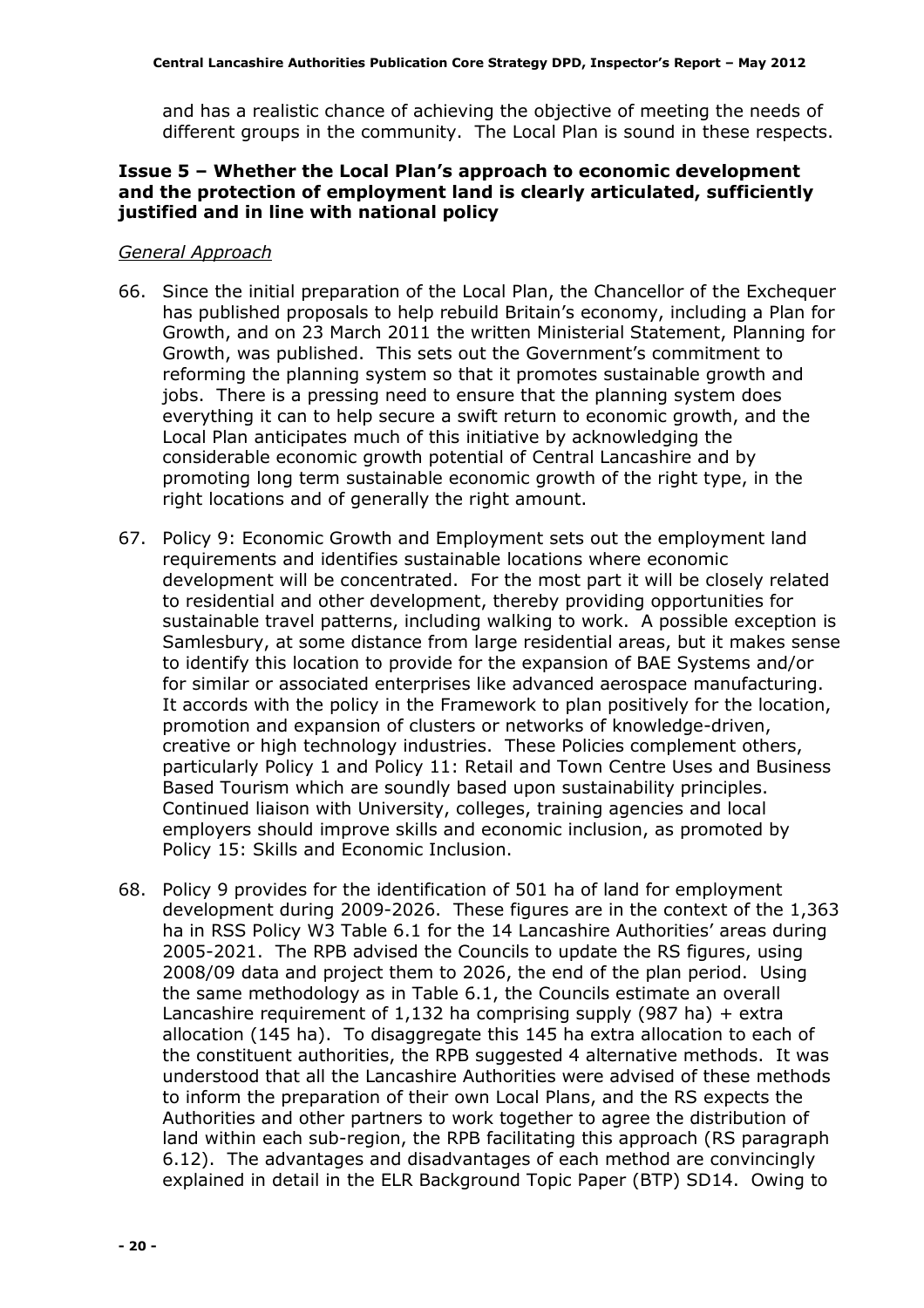and has a realistic chance of achieving the objective of meeting the needs of different groups in the community. The Local Plan is sound in these respects.

### Issue 5 – Whether the Local Plan's approach to economic development and the protection of employment land is clearly articulated, sufficiently justified and in line with national policy

*General Approach*

66. Since the initial preparation of the Local Plan, the Chancellor of the Exchequer has published proposals to help rebuild Britain's economy, including a Plan for Growth, and on 23 March 2011 the written Ministerial Statement, Planning for Growth, was published. This sets out the Government's commitment to reforming the planning system so that it promotes sustainable growth and jobs. There is a pressing need to ensure that the planning system does everything it can to help secure a swift return to economic growth, and the Local Plan anticipates much of this initiative by acknowledging the considerable economic growth potential of Central Lancashire and by promoting long term sustainable economic growth of the right type, in the right locations and of generally the right amount.

67. Policy 9: Economic Growth and Employment sets out the employment land requirements and identifies sustainable locations where economic development will be concentrated. For the most part it will be closely related to residential and other development, thereby providing opportunities for sustainable travel patterns, including walking to work. A possible exception is Samlesbury, at some distance from large residential areas, but it makes sense to identify this location to provide for the expansion of BAE Systems and/or for similar or associated enterprises like advanced aerospace manufacturing. It accords with the policy in the Framework to plan positively for the location, promotion and expansion of clusters or networks of knowledge-driven, creative or high technology industries. These Policies complement others, particularly Policy 1 and Policy 11: Retail and Town Centre Uses and Business Based Tourism which are soundly based upon sustainability principles. Continued liaison with University, colleges, training agencies and local employers should improve skills and economic inclusion, as promoted by Policy 15: Skills and Economic Inclusion.

68. Policy 9 provides for the identification of 501 ha of land for employment development during 2009-2026. These figures are in the context of the 1,363 ha in RSS Policy W3 Table 6.1 for the 14 Lancashire Authorities' areas during 2005-2021. The RPB advised the Councils to update the RS figures, using 2008/09 data and project them to 2026, the end of the plan period. Using the same methodology as in Table 6.1, the Councils estimate an overall Lancashire requirement of 1,132 ha comprising supply (987 ha) + extra allocation (145 ha). To disaggregate this 145 ha extra allocation to each of the constituent authorities, the RPB suggested 4 alternative methods. It was understood that all the Lancashire Authorities were advised of these methods to inform the preparation of their own Local Plans, and the RS expects the Authorities and other partners to work together to agree the distribution of land within each sub-region, the RPB facilitating this approach (RS paragraph 6.12). The advantages and disadvantages of each method are convincingly explained in detail in the ELR Background Topic Paper (BTP) SD14. Owing to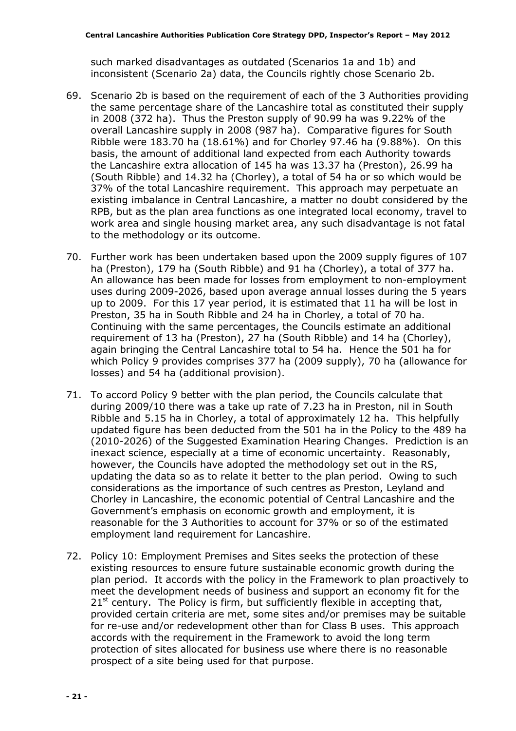such marked disadvantages as outdated (Scenarios 1a and 1b) and inconsistent (Scenario 2a) data, the Councils rightly chose Scenario 2b.

69. Scenario 2b is based on the requirement of each of the 3 Authorities providing the same percentage share of the Lancashire total as constituted their supply in 2008 (372 ha). Thus the Preston supply of 90.99 ha was 9.22% of the overall Lancashire supply in 2008 (987 ha). Comparative figures for South Ribble were 183.70 ha (18.61%) and for Chorley 97.46 ha (9.88%). On this basis, the amount of additional land expected from each Authority towards the Lancashire extra allocation of 145 ha was 13.37 ha (Preston), 26.99 ha (South Ribble) and 14.32 ha (Chorley), a total of 54 ha or so which would be 37% of the total Lancashire requirement. This approach may perpetuate an existing imbalance in Central Lancashire, a matter no doubt considered by the RPB, but as the plan area functions as one integrated local economy, travel to work area and single housing market area, any such disadvantage is not fatal to the methodology or its outcome.

70. Further work has been undertaken based upon the 2009 supply figures of 107 ha (Preston), 179 ha (South Ribble) and 91 ha (Chorley), a total of 377 ha. An allowance has been made for losses from employment to non-employment uses during 2009-2026, based upon average annual losses during the 5 years up to 2009. For this 17 year period, it is estimated that 11 ha will be lost in Preston, 35 ha in South Ribble and 24 ha in Chorley, a total of 70 ha. Continuing with the same percentages, the Councils estimate an additional requirement of 13 ha (Preston), 27 ha (South Ribble) and 14 ha (Chorley), again bringing the Central Lancashire total to 54 ha. Hence the 501 ha for which Policy 9 provides comprises 377 ha (2009 supply), 70 ha (allowance for losses) and 54 ha (additional provision).

71. To accord Policy 9 better with the plan period, the Councils calculate that during 2009/10 there was a take up rate of 7.23 ha in Preston, nil in South Ribble and 5.15 ha in Chorley, a total of approximately 12 ha. This helpfully updated figure has been deducted from the 501 ha in the Policy to the 489 ha (2010-2026) of the Suggested Examination Hearing Changes. Prediction is an inexact science, especially at a time of economic uncertainty. Reasonably, however, the Councils have adopted the methodology set out in the RS, updating the data so as to relate it better to the plan period. Owing to such considerations as the importance of such centres as Preston, Leyland and Chorley in Lancashire, the economic potential of Central Lancashire and the Government's emphasis on economic growth and employment, it is reasonable for the 3 Authorities to account for 37% or so of the estimated employment land requirement for Lancashire.

72. Policy 10: Employment Premises and Sites seeks the protection of these existing resources to ensure future sustainable economic growth during the plan period. It accords with the policy in the Framework to plan proactively to meet the development needs of business and support an economy fit for the 21st century. The Policy is firm, but sufficiently flexible in accepting that, provided certain criteria are met, some sites and/or premises may be suitable for re-use and/or redevelopment other than for Class B uses. This approach accords with the requirement in the Framework to avoid the long term protection of sites allocated for business use where there is no reasonable prospect of a site being used for that purpose.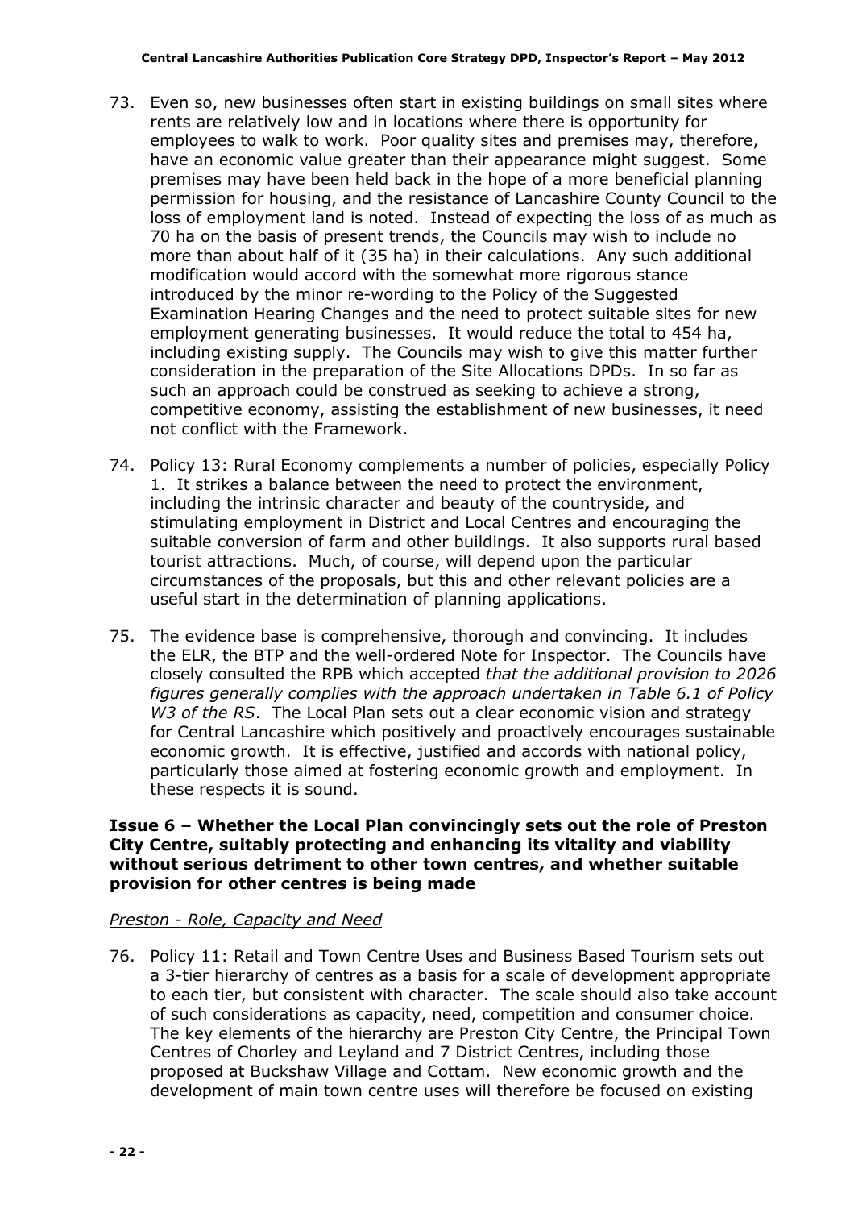73. Even so, new businesses often start in existing buildings on small sites where rents are relatively low and in locations where there is opportunity for employees to walk to work. Poor quality sites and premises may, therefore, have an economic value greater than their appearance might suggest. Some premises may have been held back in the hope of a more beneficial planning permission for housing, and the resistance of Lancashire County Council to the loss of employment land is noted. Instead of expecting the loss of as much as 70 ha on the basis of present trends, the Councils may wish to include no more than about half of it (35 ha) in their calculations. Any such additional modification would accord with the somewhat more rigorous stance introduced by the minor re-wording to the Policy of the Suggested Examination Hearing Changes and the need to protect suitable sites for new employment generating businesses. It would reduce the total to 454 ha, including existing supply. The Councils may wish to give this matter further consideration in the preparation of the Site Allocations DPDs. In so far as such an approach could be construed as seeking to achieve a strong, competitive economy, assisting the establishment of new businesses, it need not conflict with the Framework.

74. Policy 13: Rural Economy complements a number of policies, especially Policy 1. It strikes a balance between the need to protect the environment, including the intrinsic character and beauty of the countryside, and stimulating employment in District and Local Centres and encouraging the suitable conversion of farm and other buildings. It also supports rural based tourist attractions. Much, of course, will depend upon the particular circumstances of the proposals, but this and other relevant policies are a useful start in the determination of planning applications.

75. The evidence base is comprehensive, thorough and convincing. It includes the ELR, the BTP and the well-ordered Note for Inspector. The Councils have closely consulted the RPB which accepted *that the additional provision to 2026 figures generally complies with the approach undertaken in Table 6.1 of Policy W3 of the RS*. The Local Plan sets out a clear economic vision and strategy for Central Lancashire which positively and proactively encourages sustainable economic growth. It is effective, justified and accords with national policy, particularly those aimed at fostering economic growth and employment. In these respects it is sound.

### Issue 6 – Whether the Local Plan convincingly sets out the role of Preston City Centre, suitably protecting and enhancing its vitality and viability without serious detriment to other town centres, and whether suitable provision for other centres is being made

*Preston - Role, Capacity and Need*

76. Policy 11: Retail and Town Centre Uses and Business Based Tourism sets out a 3-tier hierarchy of centres as a basis for a scale of development appropriate to each tier, but consistent with character. The scale should also take account of such considerations as capacity, need, competition and consumer choice. The key elements of the hierarchy are Preston City Centre, the Principal Town Centres of Chorley and Leyland and 7 District Centres, including those proposed at Buckshaw Village and Cottam. New economic growth and the development of main town centre uses will therefore be focused on existing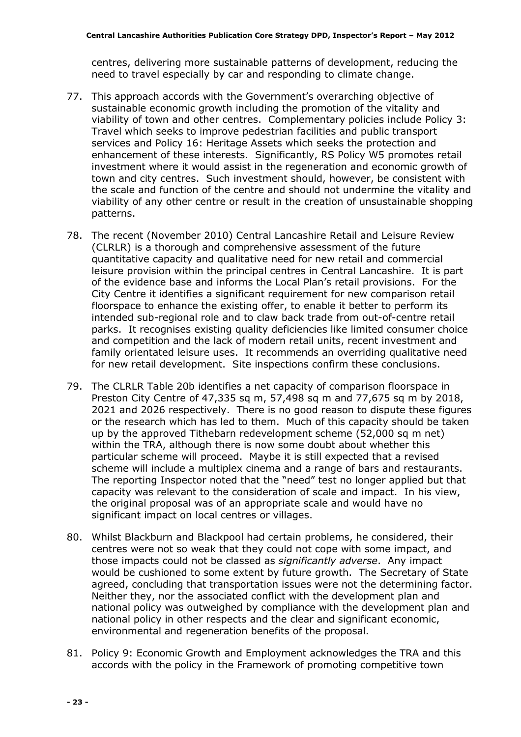centres, delivering more sustainable patterns of development, reducing the need to travel especially by car and responding to climate change.

77. This approach accords with the Government's overarching objective of sustainable economic growth including the promotion of the vitality and viability of town and other centres. Complementary policies include Policy 3: Travel which seeks to improve pedestrian facilities and public transport services and Policy 16: Heritage Assets which seeks the protection and enhancement of these interests. Significantly, RS Policy W5 promotes retail investment where it would assist in the regeneration and economic growth of town and city centres. Such investment should, however, be consistent with the scale and function of the centre and should not undermine the vitality and viability of any other centre or result in the creation of unsustainable shopping patterns.

78. The recent (November 2010) Central Lancashire Retail and Leisure Review (CLRLR) is a thorough and comprehensive assessment of the future quantitative capacity and qualitative need for new retail and commercial leisure provision within the principal centres in Central Lancashire. It is part of the evidence base and informs the Local Plan's retail provisions. For the City Centre it identifies a significant requirement for new comparison retail floorspace to enhance the existing offer, to enable it better to perform its intended sub-regional role and to claw back trade from out-of-centre retail parks. It recognises existing quality deficiencies like limited consumer choice and competition and the lack of modern retail units, recent investment and family orientated leisure uses. It recommends an overriding qualitative need for new retail development. Site inspections confirm these conclusions.

79. The CLRLR Table 20b identifies a net capacity of comparison floorspace in Preston City Centre of 47,335 sq m, 57,498 sq m and 77,675 sq m by 2018, 2021 and 2026 respectively. There is no good reason to dispute these figures or the research which has led to them. Much of this capacity should be taken up by the approved Tithebarn redevelopment scheme (52,000 sq m net) within the TRA, although there is now some doubt about whether this particular scheme will proceed. Maybe it is still expected that a revised scheme will include a multiplex cinema and a range of bars and restaurants. The reporting Inspector noted that the "need" test no longer applied but that capacity was relevant to the consideration of scale and impact. In his view, the original proposal was of an appropriate scale and would have no significant impact on local centres or villages.

80. Whilst Blackburn and Blackpool had certain problems, he considered, their centres were not so weak that they could not cope with some impact, and those impacts could not be classed as *significantly adverse*. Any impact would be cushioned to some extent by future growth. The Secretary of State agreed, concluding that transportation issues were not the determining factor. Neither they, nor the associated conflict with the development plan and national policy was outweighed by compliance with the development plan and national policy in other respects and the clear and significant economic, environmental and regeneration benefits of the proposal.

81. Policy 9: Economic Growth and Employment acknowledges the TRA and this accords with the policy in the Framework of promoting competitive town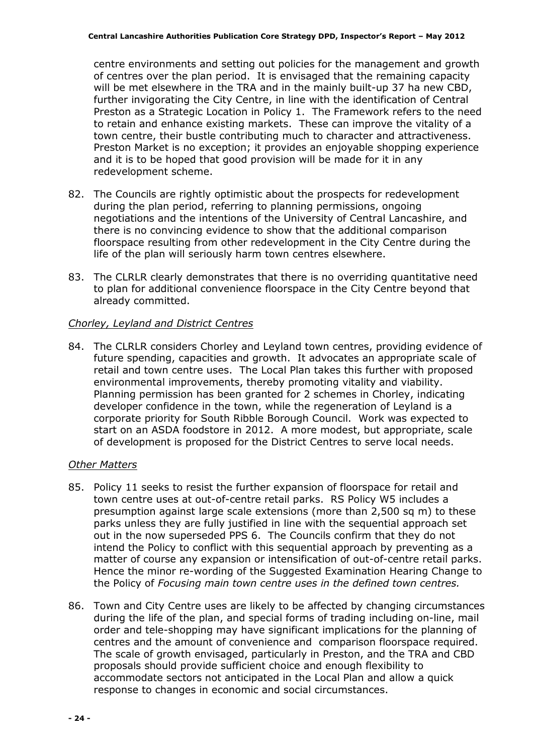centre environments and setting out policies for the management and growth of centres over the plan period. It is envisaged that the remaining capacity will be met elsewhere in the TRA and in the mainly built-up 37 ha new CBD, further invigorating the City Centre, in line with the identification of Central Preston as a Strategic Location in Policy 1. The Framework refers to the need to retain and enhance existing markets. These can improve the vitality of a town centre, their bustle contributing much to character and attractiveness. Preston Market is no exception; it provides an enjoyable shopping experience and it is to be hoped that good provision will be made for it in any redevelopment scheme.

82. The Councils are rightly optimistic about the prospects for redevelopment during the plan period, referring to planning permissions, ongoing negotiations and the intentions of the University of Central Lancashire, and there is no convincing evidence to show that the additional comparison floorspace resulting from other redevelopment in the City Centre during the life of the plan will seriously harm town centres elsewhere.

83. The CLRLR clearly demonstrates that there is no overriding quantitative need to plan for additional convenience floorspace in the City Centre beyond that already committed.

*Chorley, Leyland and District Centres*

84. The CLRLR considers Chorley and Leyland town centres, providing evidence of future spending, capacities and growth. It advocates an appropriate scale of retail and town centre uses. The Local Plan takes this further with proposed environmental improvements, thereby promoting vitality and viability. Planning permission has been granted for 2 schemes in Chorley, indicating developer confidence in the town, while the regeneration of Leyland is a corporate priority for South Ribble Borough Council. Work was expected to start on an ASDA foodstore in 2012. A more modest, but appropriate, scale of development is proposed for the District Centres to serve local needs.

*Other Matters*

85. Policy 11 seeks to resist the further expansion of floorspace for retail and town centre uses at out-of-centre retail parks. RS Policy W5 includes a presumption against large scale extensions (more than 2,500 sq m) to these parks unless they are fully justified in line with the sequential approach set out in the now superseded PPS 6. The Councils confirm that they do not intend the Policy to conflict with this sequential approach by preventing as a matter of course any expansion or intensification of out-of-centre retail parks. Hence the minor re-wording of the Suggested Examination Hearing Change to the Policy of *Focusing main town centre uses in the defined town centres.*

86. Town and City Centre uses are likely to be affected by changing circumstances during the life of the plan, and special forms of trading including on-line, mail order and tele-shopping may have significant implications for the planning of centres and the amount of convenience and comparison floorspace required. The scale of growth envisaged, particularly in Preston, and the TRA and CBD proposals should provide sufficient choice and enough flexibility to accommodate sectors not anticipated in the Local Plan and allow a quick response to changes in economic and social circumstances.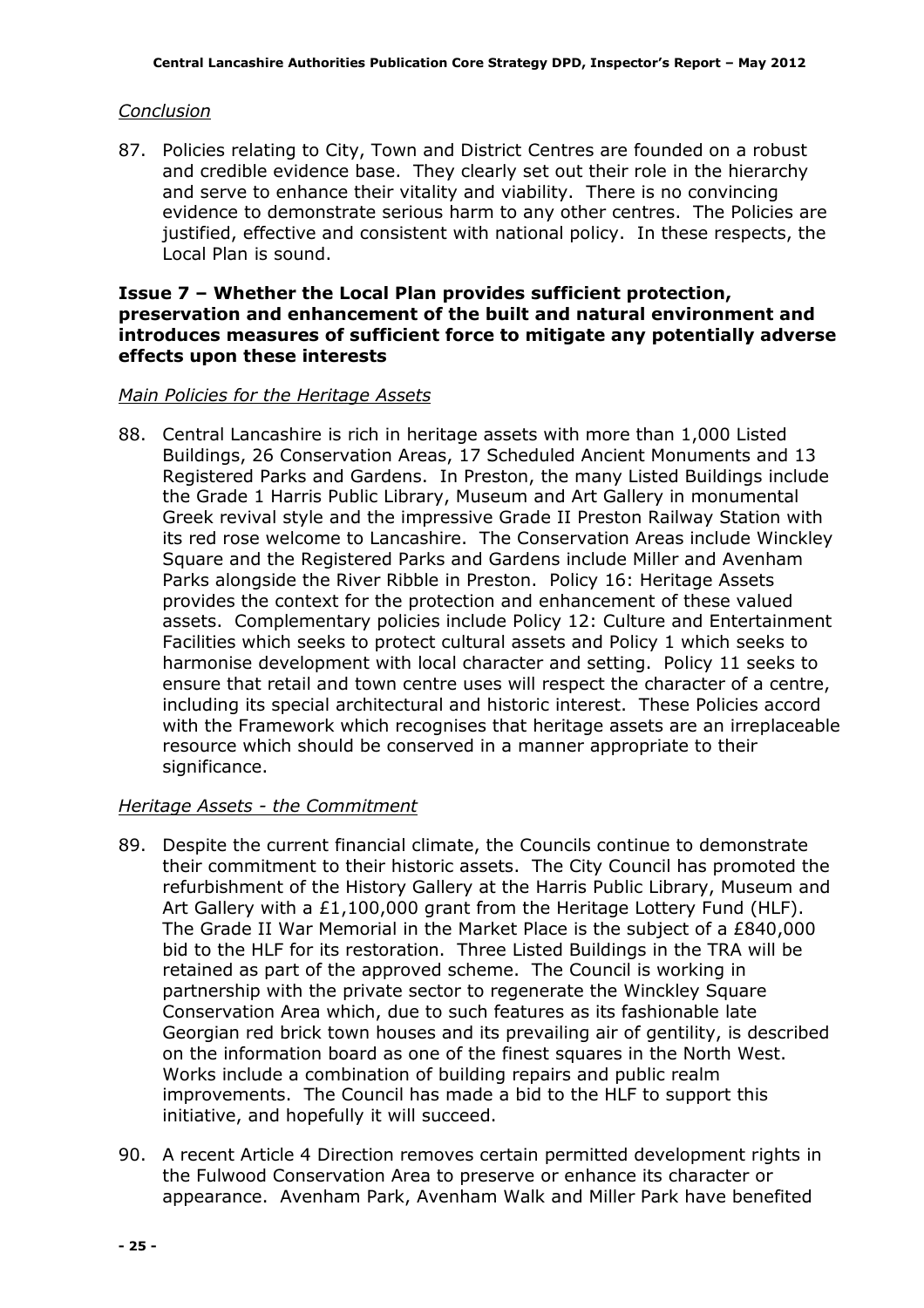*Conclusion*

87. Policies relating to City, Town and District Centres are founded on a robust and credible evidence base. They clearly set out their role in the hierarchy and serve to enhance their vitality and viability. There is no convincing evidence to demonstrate serious harm to any other centres. The Policies are justified, effective and consistent with national policy. In these respects, the Local Plan is sound.

**Issue 7 – Whether the Local Plan provides sufficient protection, preservation and enhancement of the built and natural environment and introduces measures of sufficient force to mitigate any potentially adverse effects upon these interests**

*Main Policies for the Heritage Assets*

88. Central Lancashire is rich in heritage assets with more than 1,000 Listed Buildings, 26 Conservation Areas, 17 Scheduled Ancient Monuments and 13 Registered Parks and Gardens. In Preston, the many Listed Buildings include the Grade 1 Harris Public Library, Museum and Art Gallery in monumental Greek revival style and the impressive Grade II Preston Railway Station with its red rose welcome to Lancashire. The Conservation Areas include Winckley Square and the Registered Parks and Gardens include Miller and Avenham Parks alongside the River Ribble in Preston. Policy 16: Heritage Assets provides the context for the protection and enhancement of these valued assets. Complementary policies include Policy 12: Culture and Entertainment Facilities which seeks to protect cultural assets and Policy 1 which seeks to harmonise development with local character and setting. Policy 11 seeks to ensure that retail and town centre uses will respect the character of a centre, including its special architectural and historic interest. These Policies accord with the Framework which recognises that heritage assets are an irreplaceable resource which should be conserved in a manner appropriate to their significance.

*Heritage Assets - the Commitment*

89. Despite the current financial climate, the Councils continue to demonstrate their commitment to their historic assets. The City Council has promoted the refurbishment of the History Gallery at the Harris Public Library, Museum and Art Gallery with a £1,100,000 grant from the Heritage Lottery Fund (HLF). The Grade II War Memorial in the Market Place is the subject of a £840,000 bid to the HLF for its restoration. Three Listed Buildings in the TRA will be retained as part of the approved scheme. The Council is working in partnership with the private sector to regenerate the Winckley Square Conservation Area which, due to such features as its fashionable late Georgian red brick town houses and its prevailing air of gentility, is described on the information board as one of the finest squares in the North West. Works include a combination of building repairs and public realm improvements. The Council has made a bid to the HLF to support this initiative, and hopefully it will succeed.

90. A recent Article 4 Direction removes certain permitted development rights in the Fulwood Conservation Area to preserve or enhance its character or appearance. Avenham Park, Avenham Walk and Miller Park have benefited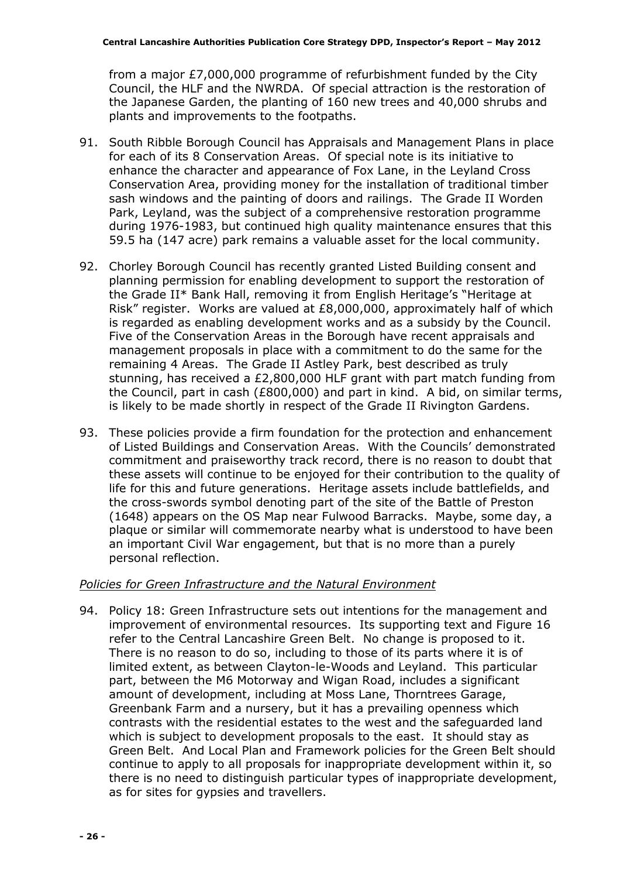from a major £7,000,000 programme of refurbishment funded by the City Council, the HLF and the NWRDA. Of special attraction is the restoration of the Japanese Garden, the planting of 160 new trees and 40,000 shrubs and plants and improvements to the footpaths.

91. South Ribble Borough Council has Appraisals and Management Plans in place for each of its 8 Conservation Areas. Of special note is its initiative to enhance the character and appearance of Fox Lane, in the Leyland Cross Conservation Area, providing money for the installation of traditional timber sash windows and the painting of doors and railings. The Grade II Worden Park, Leyland, was the subject of a comprehensive restoration programme during 1976-1983, but continued high quality maintenance ensures that this 59.5 ha (147 acre) park remains a valuable asset for the local community.

92. Chorley Borough Council has recently granted Listed Building consent and planning permission for enabling development to support the restoration of the Grade II* Bank Hall, removing it from English Heritage's "Heritage at Risk" register. Works are valued at £8,000,000, approximately half of which is regarded as enabling development works and as a subsidy by the Council. Five of the Conservation Areas in the Borough have recent appraisals and management proposals in place with a commitment to do the same for the remaining 4 Areas. The Grade II Astley Park, best described as truly stunning, has received a £2,800,000 HLF grant with part match funding from the Council, part in cash (£800,000) and part in kind. A bid, on similar terms, is likely to be made shortly in respect of the Grade II Rivington Gardens.

93. These policies provide a firm foundation for the protection and enhancement of Listed Buildings and Conservation Areas. With the Councils' demonstrated commitment and praiseworthy track record, there is no reason to doubt that these assets will continue to be enjoyed for their contribution to the quality of life for this and future generations. Heritage assets include battlefields, and the cross-swords symbol denoting part of the site of the Battle of Preston (1648) appears on the OS Map near Fulwood Barracks. Maybe, some day, a plaque or similar will commemorate nearby what is understood to have been an important Civil War engagement, but that is no more than a purely personal reflection.

*Policies for Green Infrastructure and the Natural Environment*

94. Policy 18: Green Infrastructure sets out intentions for the management and improvement of environmental resources. Its supporting text and Figure 16 refer to the Central Lancashire Green Belt. No change is proposed to it. There is no reason to do so, including to those of its parts where it is of limited extent, as between Clayton-le-Woods and Leyland. This particular part, between the M6 Motorway and Wigan Road, includes a significant amount of development, including at Moss Lane, Thorntrees Garage, Greenbank Farm and a nursery, but it has a prevailing openness which contrasts with the residential estates to the west and the safeguarded land which is subject to development proposals to the east. It should stay as Green Belt. And Local Plan and Framework policies for the Green Belt should continue to apply to all proposals for inappropriate development within it, so there is no need to distinguish particular types of inappropriate development, as for sites for gypsies and travellers.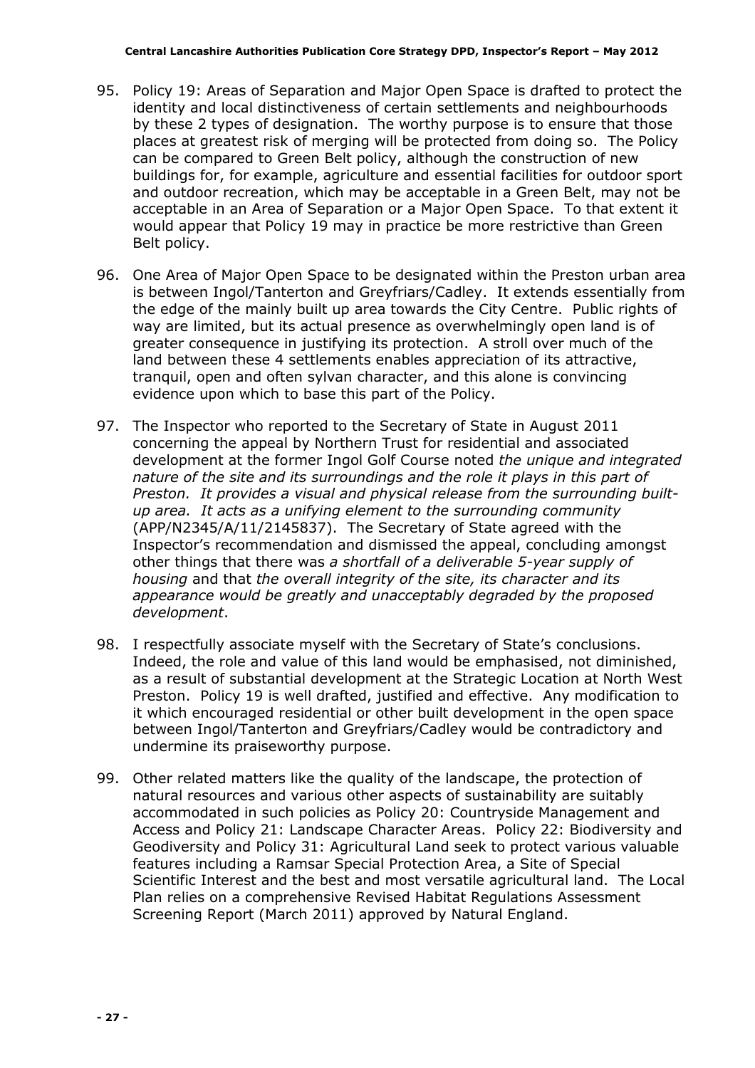95. Policy 19: Areas of Separation and Major Open Space is drafted to protect the identity and local distinctiveness of certain settlements and neighbourhoods by these 2 types of designation. The worthy purpose is to ensure that those places at greatest risk of merging will be protected from doing so. The Policy can be compared to Green Belt policy, although the construction of new buildings for, for example, agriculture and essential facilities for outdoor sport and outdoor recreation, which may be acceptable in a Green Belt, may not be acceptable in an Area of Separation or a Major Open Space. To that extent it would appear that Policy 19 may in practice be more restrictive than Green Belt policy.

96. One Area of Major Open Space to be designated within the Preston urban area is between Ingol/Tanterton and Greyfriars/Cadley. It extends essentially from the edge of the mainly built up area towards the City Centre. Public rights of way are limited, but its actual presence as overwhelmingly open land is of greater consequence in justifying its protection. A stroll over much of the land between these 4 settlements enables appreciation of its attractive, tranquil, open and often sylvan character, and this alone is convincing evidence upon which to base this part of the Policy.

97. The Inspector who reported to the Secretary of State in August 2011 concerning the appeal by Northern Trust for residential and associated development at the former Ingol Golf Course noted *the unique and integrated nature of the site and its surroundings and the role it plays in this part of Preston. It provides a visual and physical release from the surrounding built-up area. It acts as a unifying element to the surrounding community* (APP/N2345/A/11/2145837). The Secretary of State agreed with the Inspector's recommendation and dismissed the appeal, concluding amongst other things that there was *a shortfall of a deliverable 5-year supply of housing* and that *the overall integrity of the site, its character and its appearance would be greatly and unacceptably degraded by the proposed development*.

98. I respectfully associate myself with the Secretary of State's conclusions. Indeed, the role and value of this land would be emphasised, not diminished, as a result of substantial development at the Strategic Location at North West Preston. Policy 19 is well drafted, justified and effective. Any modification to it which encouraged residential or other built development in the open space between Ingol/Tanterton and Greyfriars/Cadley would be contradictory and undermine its praiseworthy purpose.

99. Other related matters like the quality of the landscape, the protection of natural resources and various other aspects of sustainability are suitably accommodated in such policies as Policy 20: Countryside Management and Access and Policy 21: Landscape Character Areas. Policy 22: Biodiversity and Geodiversity and Policy 31: Agricultural Land seek to protect various valuable features including a Ramsar Special Protection Area, a Site of Special Scientific Interest and the best and most versatile agricultural land. The Local Plan relies on a comprehensive Revised Habitat Regulations Assessment Screening Report (March 2011) approved by Natural England.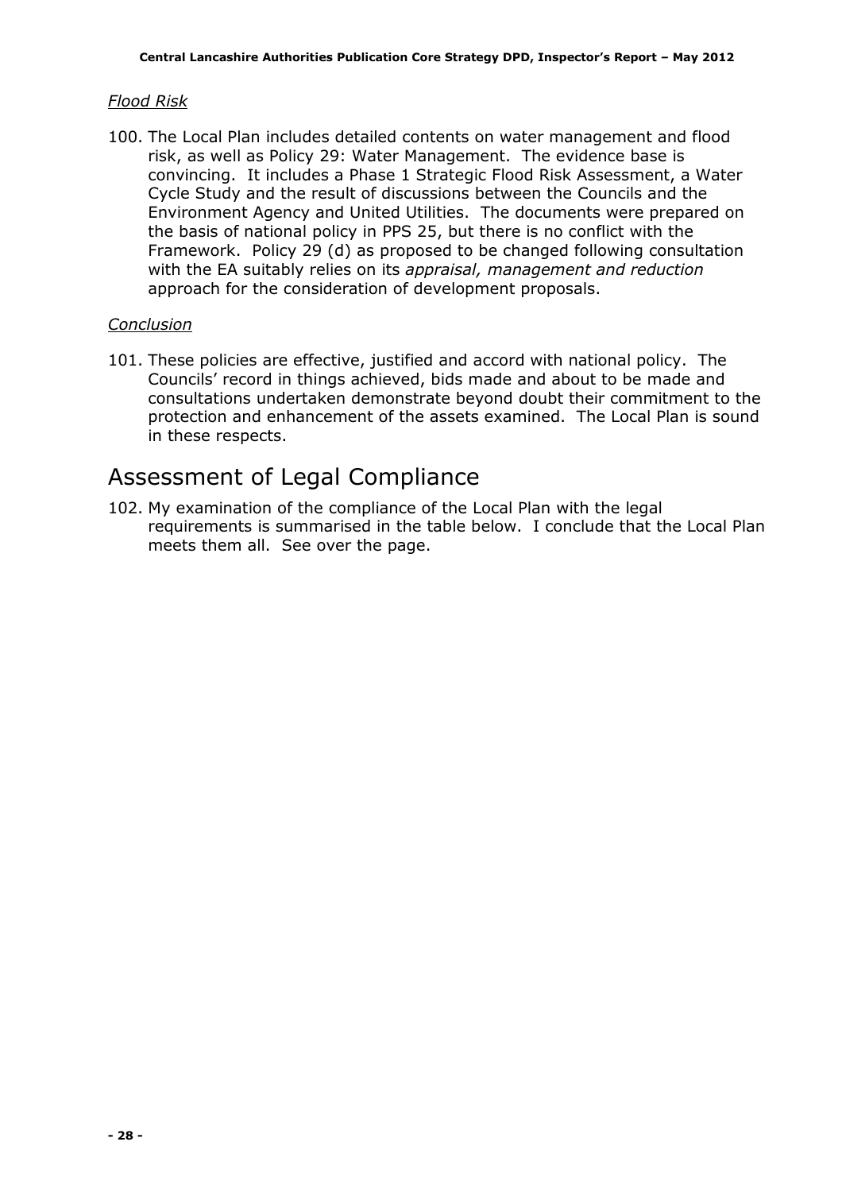*Flood Risk*

100. The Local Plan includes detailed contents on water management and flood risk, as well as Policy 29: Water Management. The evidence base is convincing. It includes a Phase 1 Strategic Flood Risk Assessment, a Water Cycle Study and the result of discussions between the Councils and the Environment Agency and United Utilities. The documents were prepared on the basis of national policy in PPS 25, but there is no conflict with the Framework. Policy 29 (d) as proposed to be changed following consultation with the EA suitably relies on its *appraisal, management and reduction* approach for the consideration of development proposals.

*Conclusion*

101. These policies are effective, justified and accord with national policy. The Councils' record in things achieved, bids made and about to be made and consultations undertaken demonstrate beyond doubt their commitment to the protection and enhancement of the assets examined. The Local Plan is sound in these respects.

# Assessment of Legal Compliance

102. My examination of the compliance of the Local Plan with the legal requirements is summarised in the table below. I conclude that the Local Plan meets them all. See over the page.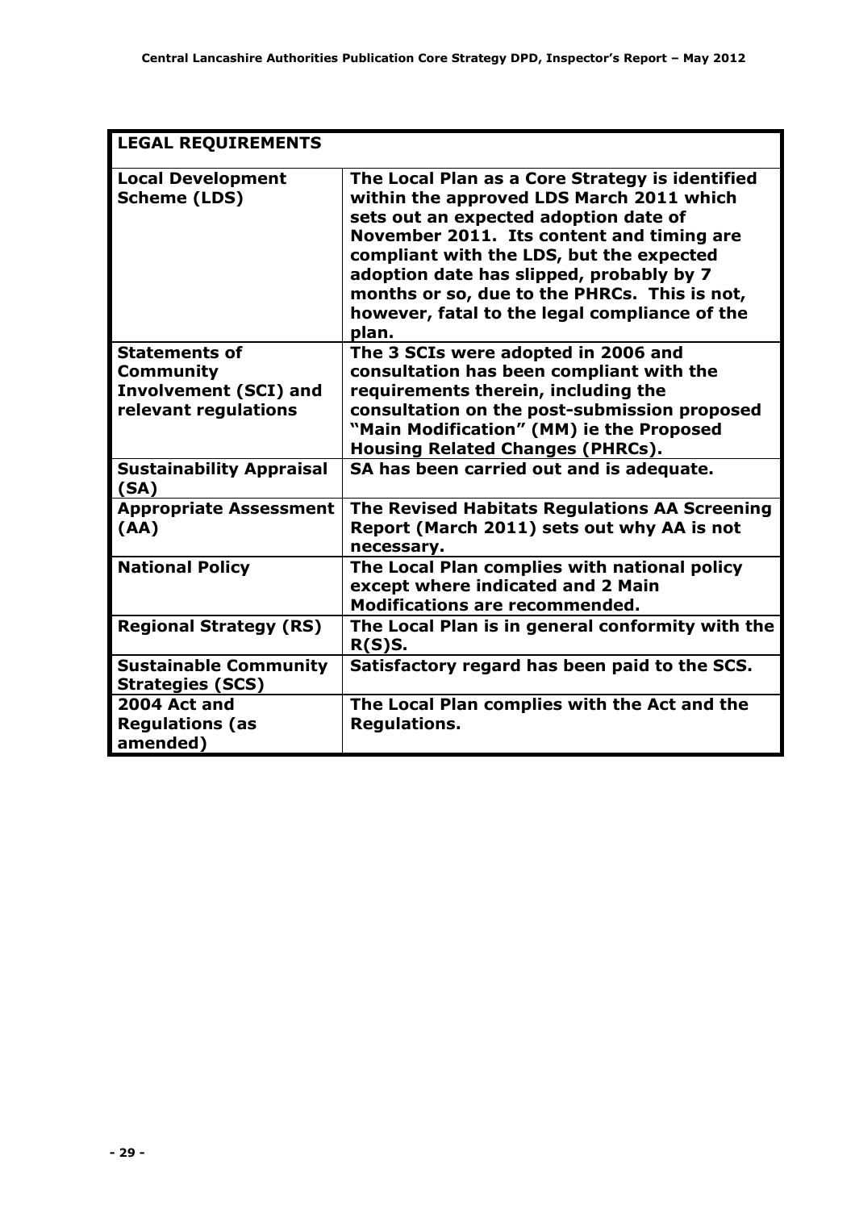| LEGAL REQUIREMENTS | |
|---|---|
| **Local Development Scheme (LDS)** | **The Local Plan as a Core Strategy is identified within the approved LDS March 2011 which sets out an expected adoption date of November 2011. Its content and timing are compliant with the LDS, but the expected adoption date has slipped, probably by 7 months or so, due to the PHRCs. This is not, however, fatal to the legal compliance of the plan.** |
| **Statements of Community Involvement (SCI) and relevant regulations** | **The 3 SCIs were adopted in 2006 and consultation has been compliant with the requirements therein, including the consultation on the post-submission proposed "Main Modification" (MM) ie the Proposed Housing Related Changes (PHRCs).** |
| **Sustainability Appraisal (SA)** | **SA has been carried out and is adequate.** |
| **Appropriate Assessment (AA)** | **The Revised Habitats Regulations AA Screening Report (March 2011) sets out why AA is not necessary.** |
| **National Policy** | **The Local Plan complies with national policy except where indicated and 2 Main Modifications are recommended.** |
| **Regional Strategy (RS)** | **The Local Plan is in general conformity with the R(S)S.** |
| **Sustainable Community Strategies (SCS)** | **Satisfactory regard has been paid to the SCS.** |
| **2004 Act and Regulations (as amended)** | **The Local Plan complies with the Act and the Regulations.** |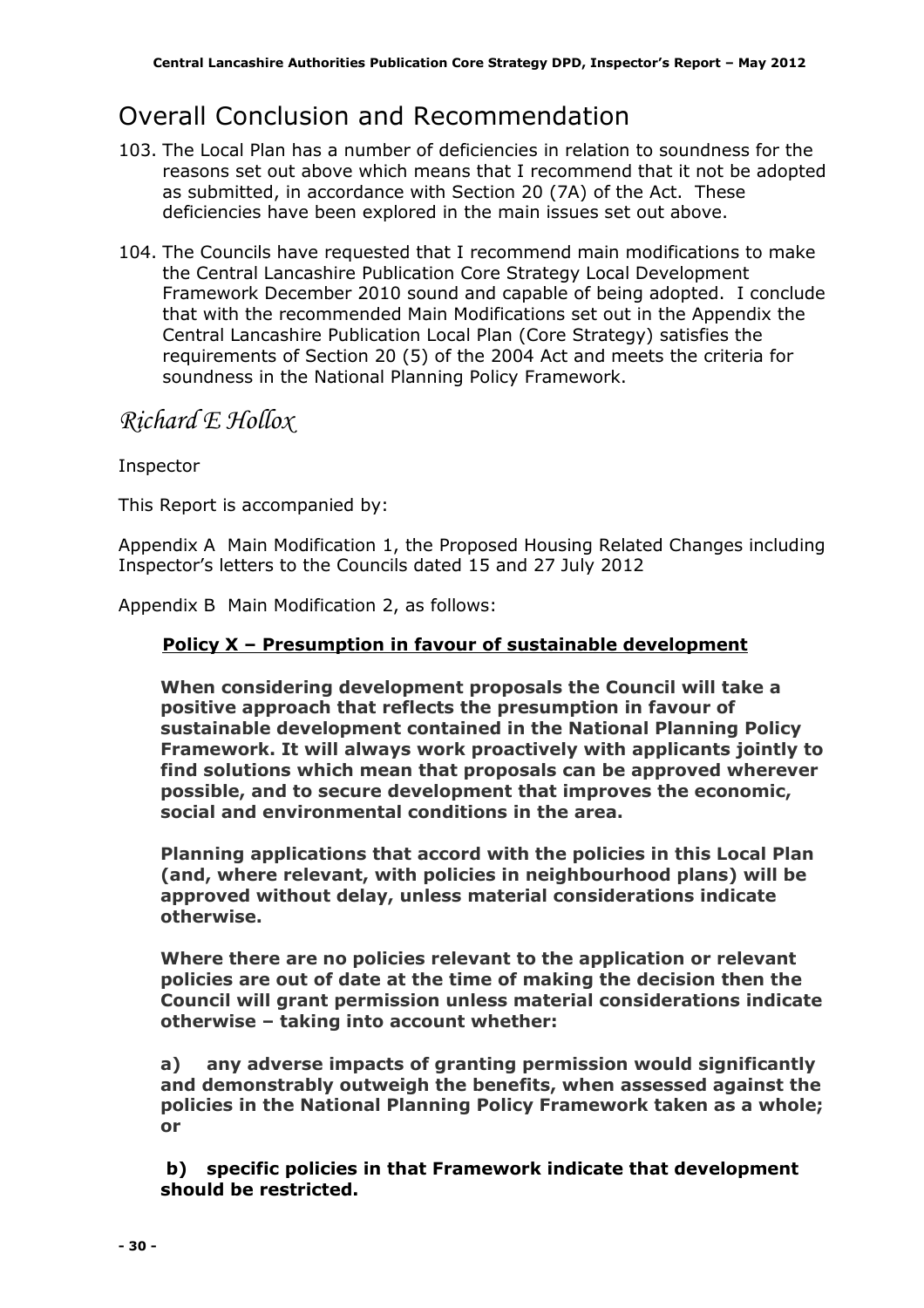## Overall Conclusion and Recommendation

103. The Local Plan has a number of deficiencies in relation to soundness for the reasons set out above which means that I recommend that it not be adopted as submitted, in accordance with Section 20 (7A) of the Act. These deficiencies have been explored in the main issues set out above.

104. The Councils have requested that I recommend main modifications to make the Central Lancashire Publication Core Strategy Local Development Framework December 2010 sound and capable of being adopted. I conclude that with the recommended Main Modifications set out in the Appendix the Central Lancashire Publication Local Plan (Core Strategy) satisfies the requirements of Section 20 (5) of the 2004 Act and meets the criteria for soundness in the National Planning Policy Framework.

*Richard E Hollox*

Inspector

This Report is accompanied by:

Appendix A Main Modification 1, the Proposed Housing Related Changes including Inspector's letters to the Councils dated 15 and 27 July 2012

Appendix B Main Modification 2, as follows:

**Policy X – Presumption in favour of sustainable development**

**When considering development proposals the Council will take a positive approach that reflects the presumption in favour of sustainable development contained in the National Planning Policy Framework. It will always work proactively with applicants jointly to find solutions which mean that proposals can be approved wherever possible, and to secure development that improves the economic, social and environmental conditions in the area.**

**Planning applications that accord with the policies in this Local Plan (and, where relevant, with policies in neighbourhood plans) will be approved without delay, unless material considerations indicate otherwise.**

**Where there are no policies relevant to the application or relevant policies are out of date at the time of making the decision then the Council will grant permission unless material considerations indicate otherwise – taking into account whether:**

**a) any adverse impacts of granting permission would significantly and demonstrably outweigh the benefits, when assessed against the policies in the National Planning Policy Framework taken as a whole; or**

**b) specific policies in that Framework indicate that development should be restricted.**